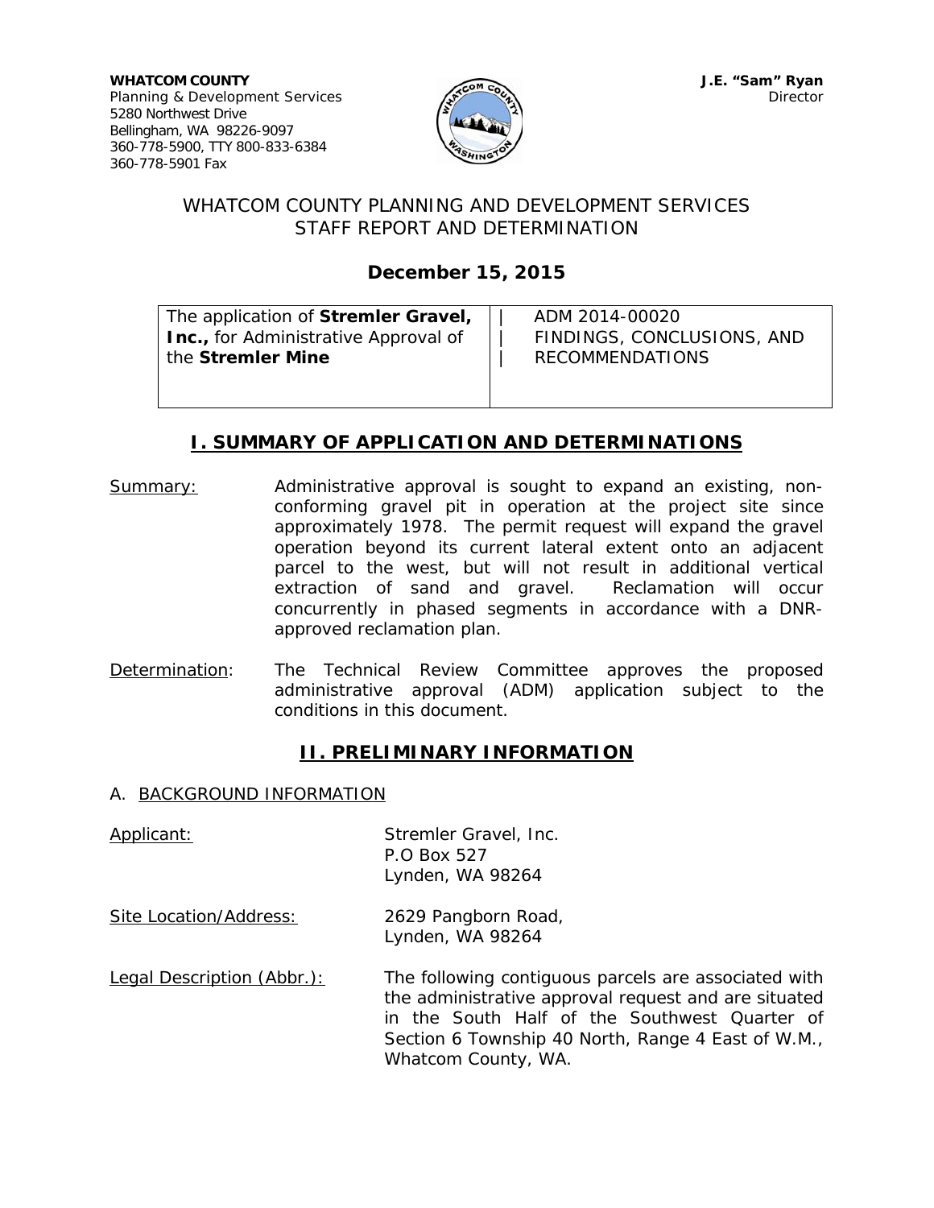**WHATCOM COUNTY**
Planning & Development Services
5280 Northwest Drive
Bellingham, WA 98226-9097
360-778-5900, TTY 800-833-6384
360-778-5901 Fax

**J.E. "Sam" Ryan**
Director

WHATCOM COUNTY PLANNING AND DEVELOPMENT SERVICES
STAFF REPORT AND DETERMINATION

**December 15, 2015**

| The application of **Stremler Gravel, Inc.,** for Administrative Approval of the **Stremler Mine** | ADM 2014-00020<br>FINDINGS, CONCLUSIONS, AND RECOMMENDATIONS |
|---|---|

## I. SUMMARY OF APPLICATION AND DETERMINATIONS

Summary: Administrative approval is sought to expand an existing, non-conforming gravel pit in operation at the project site since approximately 1978. The permit request will expand the gravel operation beyond its current lateral extent onto an adjacent parcel to the west, but will not result in additional vertical extraction of sand and gravel. Reclamation will occur concurrently in phased segments in accordance with a DNR-approved reclamation plan.

Determination: The Technical Review Committee approves the proposed administrative approval (ADM) application subject to the conditions in this document.

## II. PRELIMINARY INFORMATION

A. BACKGROUND INFORMATION

Applicant: Stremler Gravel, Inc.
P.O Box 527
Lynden, WA 98264

Site Location/Address: 2629 Pangborn Road,
Lynden, WA 98264

Legal Description (Abbr.): The following contiguous parcels are associated with the administrative approval request and are situated in the South Half of the Southwest Quarter of Section 6 Township 40 North, Range 4 East of W.M., Whatcom County, WA.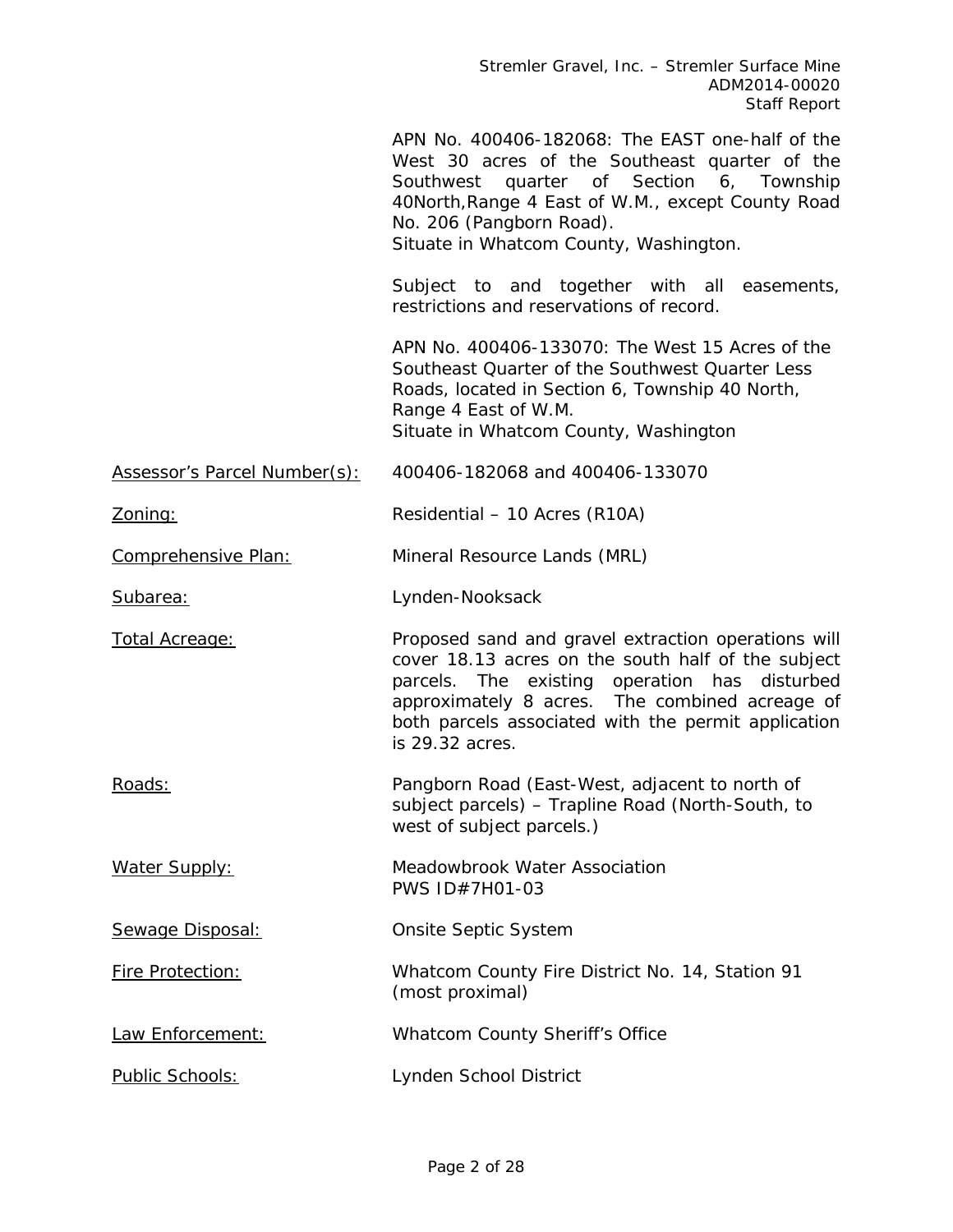APN No. 400406-182068: The EAST one-half of the West 30 acres of the Southeast quarter of the Southwest quarter of Section 6, Township 40North,Range 4 East of W.M., except County Road No. 206 (Pangborn Road).
Situate in Whatcom County, Washington.

Subject to and together with all easements, restrictions and reservations of record.

APN No. 400406-133070: The West 15 Acres of the Southeast Quarter of the Southwest Quarter Less Roads, located in Section 6, Township 40 North, Range 4 East of W.M.
Situate in Whatcom County, Washington

Assessor's Parcel Number(s): 400406-182068 and 400406-133070

Zoning: Residential – 10 Acres (R10A)

Comprehensive Plan: Mineral Resource Lands (MRL)

Subarea: Lynden-Nooksack

Total Acreage: Proposed sand and gravel extraction operations will cover 18.13 acres on the south half of the subject parcels. The existing operation has disturbed approximately 8 acres. The combined acreage of both parcels associated with the permit application is 29.32 acres.

Roads: Pangborn Road (East-West, adjacent to north of subject parcels) – Trapline Road (North-South, to west of subject parcels.)

Water Supply: Meadowbrook Water Association
PWS ID#7H01-03

Sewage Disposal: Onsite Septic System

Fire Protection: Whatcom County Fire District No. 14, Station 91 (most proximal)

Law Enforcement: Whatcom County Sheriff's Office

Public Schools: Lynden School District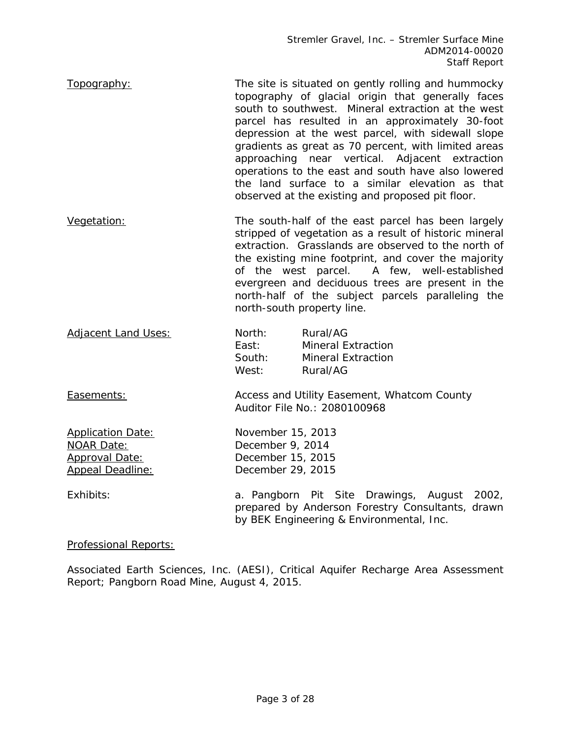Topography: The site is situated on gently rolling and hummocky topography of glacial origin that generally faces south to southwest. Mineral extraction at the west parcel has resulted in an approximately 30-foot depression at the west parcel, with sidewall slope gradients as great as 70 percent, with limited areas approaching near vertical. Adjacent extraction operations to the east and south have also lowered the land surface to a similar elevation as that observed at the existing and proposed pit floor.

Vegetation: The south-half of the east parcel has been largely stripped of vegetation as a result of historic mineral extraction. Grasslands are observed to the north of the existing mine footprint, and cover the majority of the west parcel. A few, well-established evergreen and deciduous trees are present in the north-half of the subject parcels paralleling the north-south property line.

Adjacent Land Uses:

| | |
|---|---|
| North: | Rural/AG |
| East: | Mineral Extraction |
| South: | Mineral Extraction |
| West: | Rural/AG |

Easements: Access and Utility Easement, Whatcom County Auditor File No.: 2080100968

Application Date: November 15, 2013
NOAR Date: December 9, 2014
Approval Date: December 15, 2015
Appeal Deadline: December 29, 2015

Exhibits: a. Pangborn Pit Site Drawings, August 2002, prepared by Anderson Forestry Consultants, drawn by BEK Engineering & Environmental, Inc.

Professional Reports:

Associated Earth Sciences, Inc. (AESI), Critical Aquifer Recharge Area Assessment Report; Pangborn Road Mine, August 4, 2015.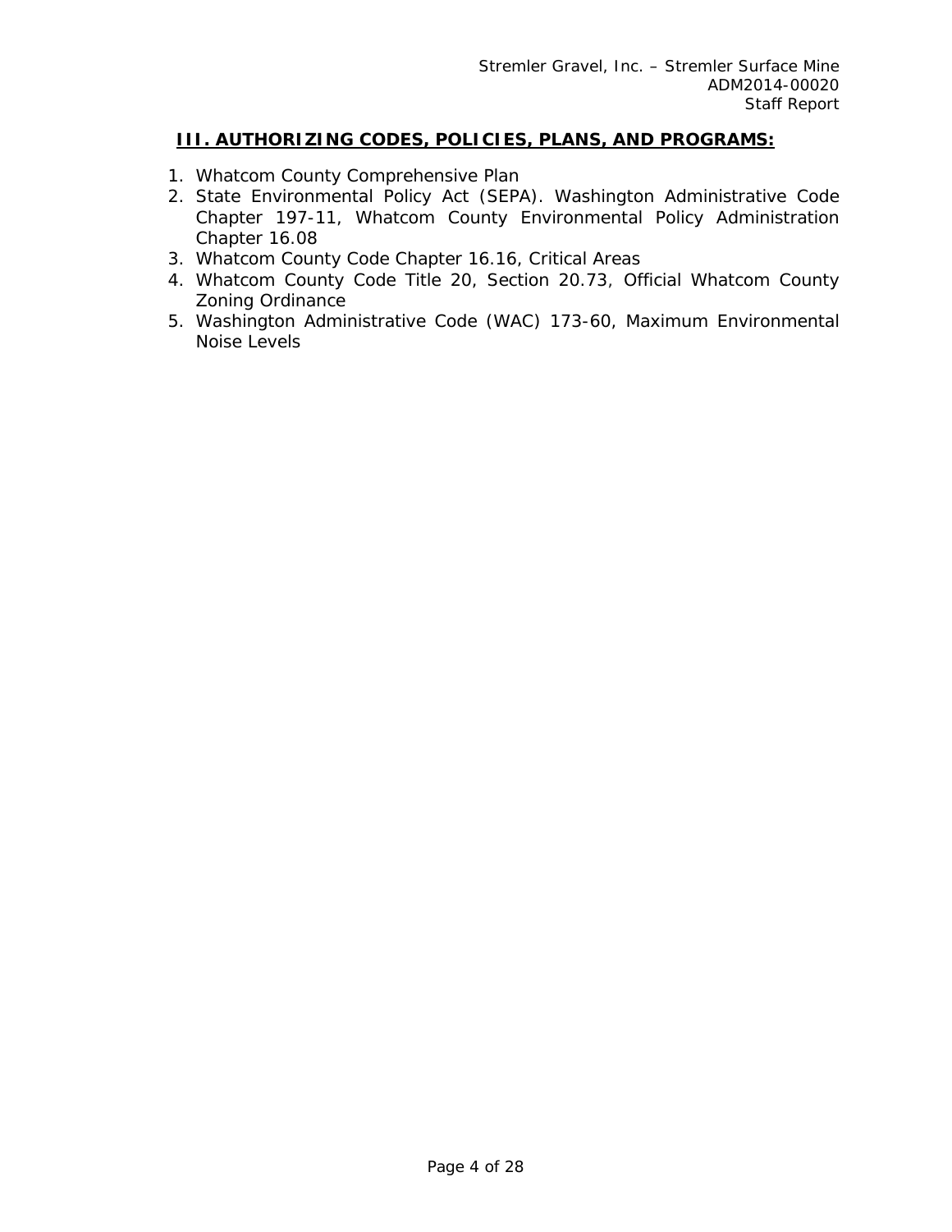## III. AUTHORIZING CODES, POLICIES, PLANS, AND PROGRAMS:

1. Whatcom County Comprehensive Plan
2. State Environmental Policy Act (SEPA). Washington Administrative Code Chapter 197-11, Whatcom County Environmental Policy Administration Chapter 16.08
3. Whatcom County Code Chapter 16.16, Critical Areas
4. Whatcom County Code Title 20, Section 20.73, Official Whatcom County Zoning Ordinance
5. Washington Administrative Code (WAC) 173-60, Maximum Environmental Noise Levels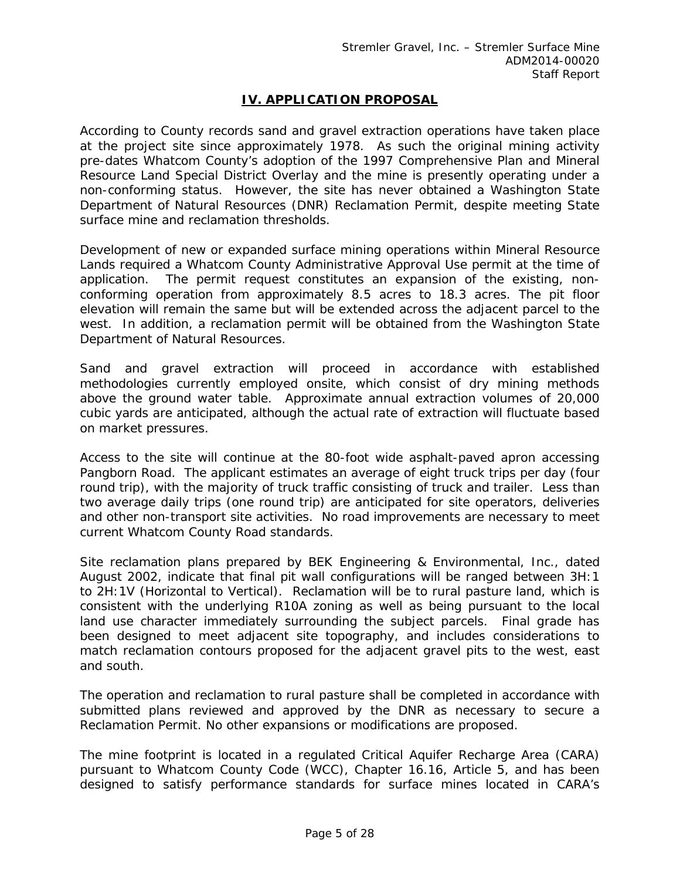## IV. APPLICATION PROPOSAL

According to County records sand and gravel extraction operations have taken place at the project site since approximately 1978. As such the original mining activity pre-dates Whatcom County's adoption of the 1997 Comprehensive Plan and Mineral Resource Land Special District Overlay and the mine is presently operating under a non-conforming status. However, the site has never obtained a Washington State Department of Natural Resources (DNR) Reclamation Permit, despite meeting State surface mine and reclamation thresholds.

Development of new or expanded surface mining operations within Mineral Resource Lands required a Whatcom County Administrative Approval Use permit at the time of application. The permit request constitutes an expansion of the existing, non-conforming operation from approximately 8.5 acres to 18.3 acres. The pit floor elevation will remain the same but will be extended across the adjacent parcel to the west. In addition, a reclamation permit will be obtained from the Washington State Department of Natural Resources.

Sand and gravel extraction will proceed in accordance with established methodologies currently employed onsite, which consist of dry mining methods above the ground water table. Approximate annual extraction volumes of 20,000 cubic yards are anticipated, although the actual rate of extraction will fluctuate based on market pressures.

Access to the site will continue at the 80-foot wide asphalt-paved apron accessing Pangborn Road. The applicant estimates an average of eight truck trips per day (four round trip), with the majority of truck traffic consisting of truck and trailer. Less than two average daily trips (one round trip) are anticipated for site operators, deliveries and other non-transport site activities. No road improvements are necessary to meet current Whatcom County Road standards.

Site reclamation plans prepared by BEK Engineering & Environmental, Inc., dated August 2002, indicate that final pit wall configurations will be ranged between 3H:1 to 2H:1V (Horizontal to Vertical). Reclamation will be to rural pasture land, which is consistent with the underlying R10A zoning as well as being pursuant to the local land use character immediately surrounding the subject parcels. Final grade has been designed to meet adjacent site topography, and includes considerations to match reclamation contours proposed for the adjacent gravel pits to the west, east and south.

The operation and reclamation to rural pasture shall be completed in accordance with submitted plans reviewed and approved by the DNR as necessary to secure a Reclamation Permit. No other expansions or modifications are proposed.

The mine footprint is located in a regulated Critical Aquifer Recharge Area (CARA) pursuant to Whatcom County Code (WCC), Chapter 16.16, Article 5, and has been designed to satisfy performance standards for surface mines located in CARA's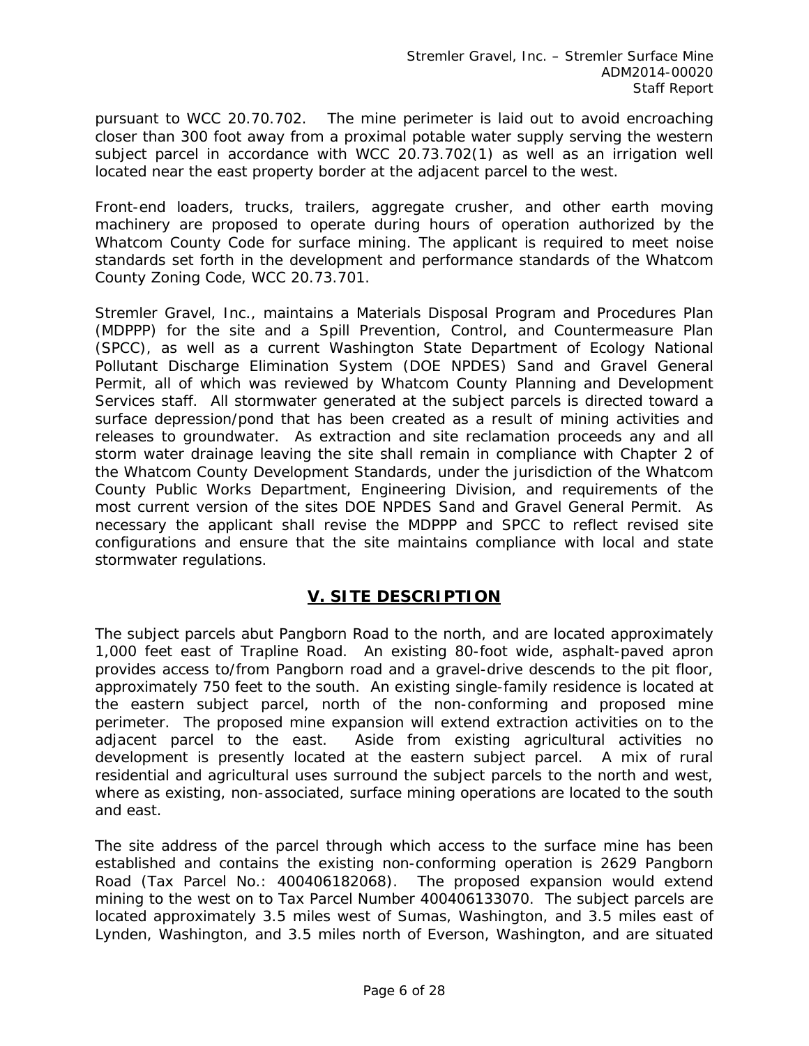pursuant to WCC 20.70.702. The mine perimeter is laid out to avoid encroaching closer than 300 foot away from a proximal potable water supply serving the western subject parcel in accordance with WCC 20.73.702(1) as well as an irrigation well located near the east property border at the adjacent parcel to the west.

Front-end loaders, trucks, trailers, aggregate crusher, and other earth moving machinery are proposed to operate during hours of operation authorized by the Whatcom County Code for surface mining. The applicant is required to meet noise standards set forth in the development and performance standards of the Whatcom County Zoning Code, WCC 20.73.701.

Stremler Gravel, Inc., maintains a Materials Disposal Program and Procedures Plan (MDPPP) for the site and a Spill Prevention, Control, and Countermeasure Plan (SPCC), as well as a current Washington State Department of Ecology National Pollutant Discharge Elimination System (DOE NPDES) Sand and Gravel General Permit, all of which was reviewed by Whatcom County Planning and Development Services staff. All stormwater generated at the subject parcels is directed toward a surface depression/pond that has been created as a result of mining activities and releases to groundwater. As extraction and site reclamation proceeds any and all storm water drainage leaving the site shall remain in compliance with Chapter 2 of the Whatcom County Development Standards, under the jurisdiction of the Whatcom County Public Works Department, Engineering Division, and requirements of the most current version of the sites DOE NPDES Sand and Gravel General Permit. As necessary the applicant shall revise the MDPPP and SPCC to reflect revised site configurations and ensure that the site maintains compliance with local and state stormwater regulations.

## V. SITE DESCRIPTION

The subject parcels abut Pangborn Road to the north, and are located approximately 1,000 feet east of Trapline Road. An existing 80-foot wide, asphalt-paved apron provides access to/from Pangborn road and a gravel-drive descends to the pit floor, approximately 750 feet to the south. An existing single-family residence is located at the eastern subject parcel, north of the non-conforming and proposed mine perimeter. The proposed mine expansion will extend extraction activities on to the adjacent parcel to the east. Aside from existing agricultural activities no development is presently located at the eastern subject parcel. A mix of rural residential and agricultural uses surround the subject parcels to the north and west, where as existing, non-associated, surface mining operations are located to the south and east.

The site address of the parcel through which access to the surface mine has been established and contains the existing non-conforming operation is 2629 Pangborn Road (Tax Parcel No.: 400406182068). The proposed expansion would extend mining to the west on to Tax Parcel Number 400406133070. The subject parcels are located approximately 3.5 miles west of Sumas, Washington, and 3.5 miles east of Lynden, Washington, and 3.5 miles north of Everson, Washington, and are situated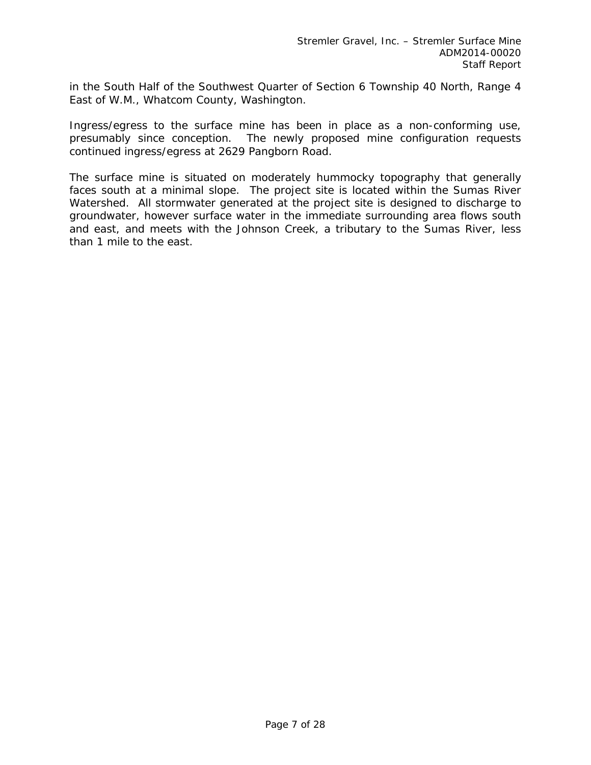in the South Half of the Southwest Quarter of Section 6 Township 40 North, Range 4 East of W.M., Whatcom County, Washington.

Ingress/egress to the surface mine has been in place as a non-conforming use, presumably since conception. The newly proposed mine configuration requests continued ingress/egress at 2629 Pangborn Road.

The surface mine is situated on moderately hummocky topography that generally faces south at a minimal slope. The project site is located within the Sumas River Watershed. All stormwater generated at the project site is designed to discharge to groundwater, however surface water in the immediate surrounding area flows south and east, and meets with the Johnson Creek, a tributary to the Sumas River, less than 1 mile to the east.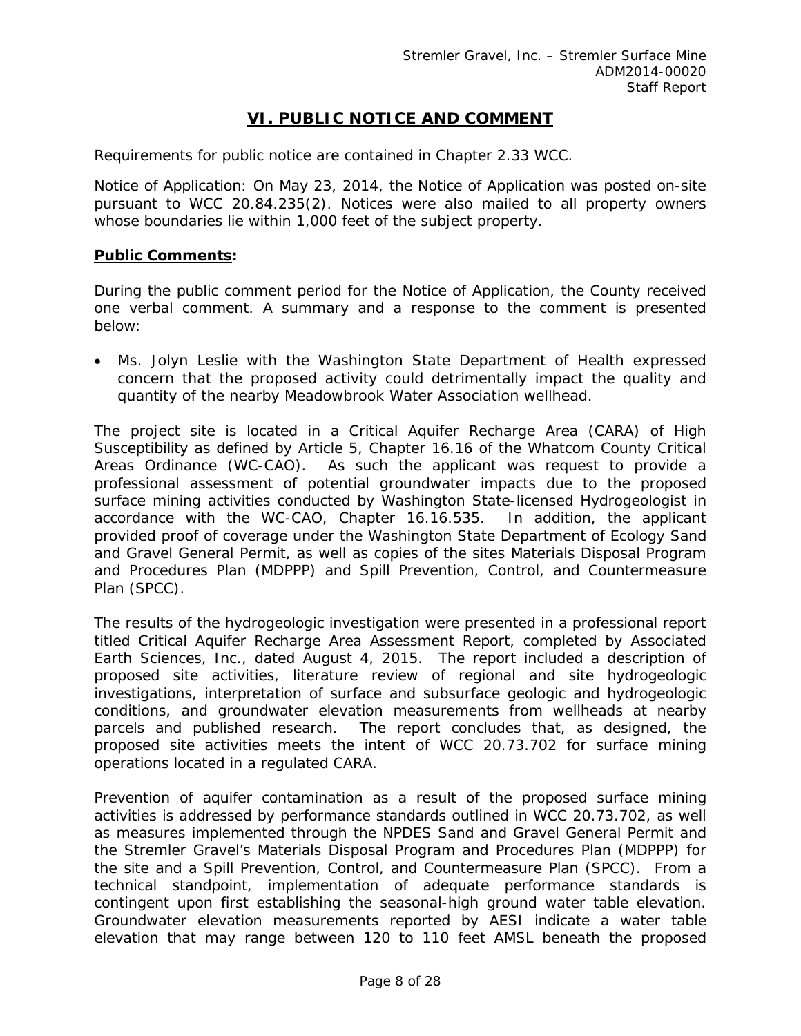# VI. PUBLIC NOTICE AND COMMENT

Requirements for public notice are contained in Chapter 2.33 WCC.

Notice of Application: On May 23, 2014, the Notice of Application was posted on-site pursuant to WCC 20.84.235(2). Notices were also mailed to all property owners whose boundaries lie within 1,000 feet of the subject property.

**Public Comments:**

During the public comment period for the Notice of Application, the County received one verbal comment. A summary and a response to the comment is presented below:

- Ms. Jolyn Leslie with the Washington State Department of Health expressed concern that the proposed activity could detrimentally impact the quality and quantity of the nearby Meadowbrook Water Association wellhead.

The project site is located in a Critical Aquifer Recharge Area (CARA) of High Susceptibility as defined by Article 5, Chapter 16.16 of the Whatcom County Critical Areas Ordinance (WC-CAO). As such the applicant was request to provide a professional assessment of potential groundwater impacts due to the proposed surface mining activities conducted by Washington State-licensed Hydrogeologist in accordance with the WC-CAO, Chapter 16.16.535. In addition, the applicant provided proof of coverage under the Washington State Department of Ecology Sand and Gravel General Permit, as well as copies of the sites Materials Disposal Program and Procedures Plan (MDPPP) and Spill Prevention, Control, and Countermeasure Plan (SPCC).

The results of the hydrogeologic investigation were presented in a professional report titled Critical Aquifer Recharge Area Assessment Report, completed by Associated Earth Sciences, Inc., dated August 4, 2015. The report included a description of proposed site activities, literature review of regional and site hydrogeologic investigations, interpretation of surface and subsurface geologic and hydrogeologic conditions, and groundwater elevation measurements from wellheads at nearby parcels and published research. The report concludes that, as designed, the proposed site activities meets the intent of WCC 20.73.702 for surface mining operations located in a regulated CARA.

Prevention of aquifer contamination as a result of the proposed surface mining activities is addressed by performance standards outlined in WCC 20.73.702, as well as measures implemented through the NPDES Sand and Gravel General Permit and the Stremler Gravel's Materials Disposal Program and Procedures Plan (MDPPP) for the site and a Spill Prevention, Control, and Countermeasure Plan (SPCC). From a technical standpoint, implementation of adequate performance standards is contingent upon first establishing the seasonal-high ground water table elevation. Groundwater elevation measurements reported by AESI indicate a water table elevation that may range between 120 to 110 feet AMSL beneath the proposed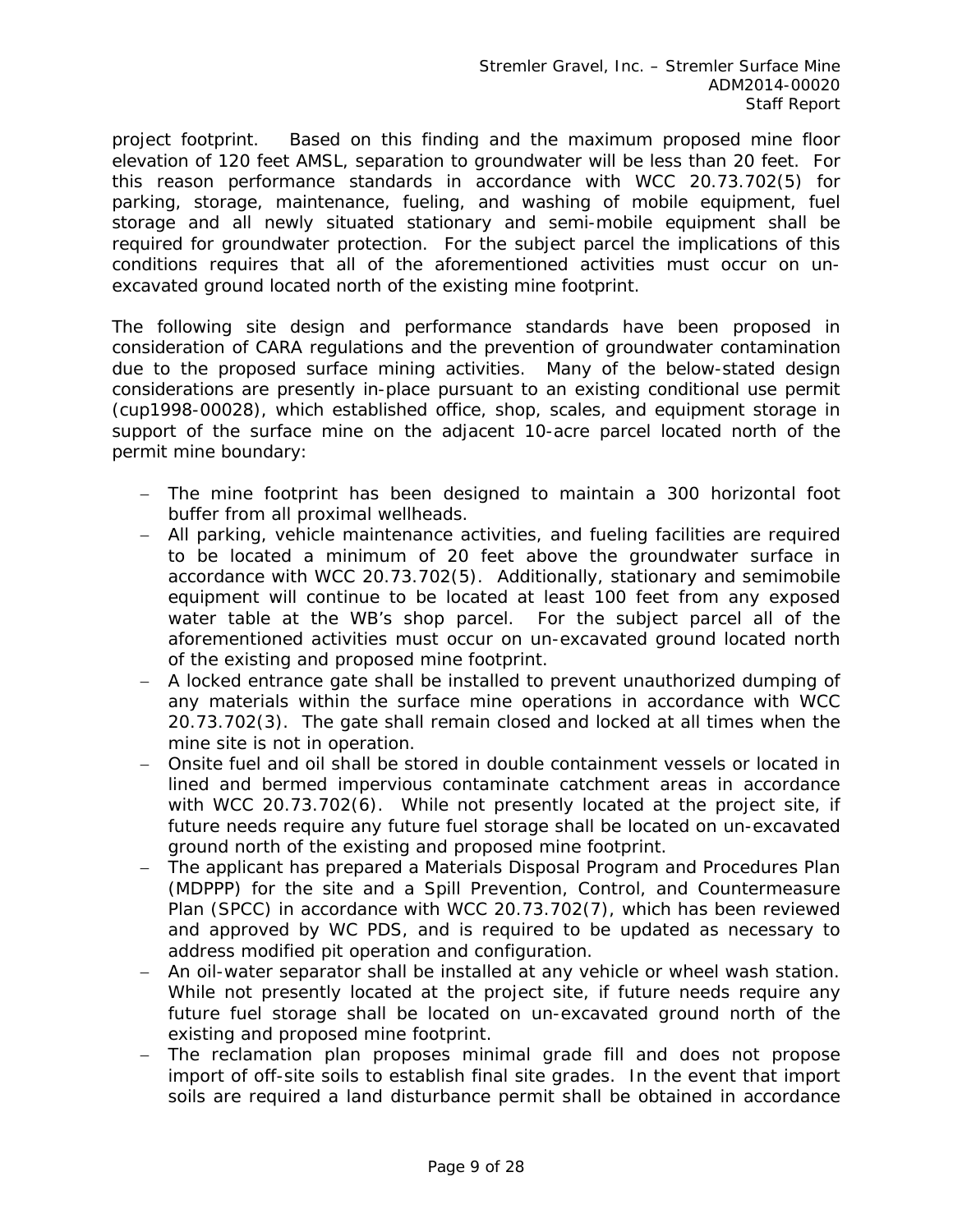project footprint. Based on this finding and the maximum proposed mine floor elevation of 120 feet AMSL, separation to groundwater will be less than 20 feet. For this reason performance standards in accordance with WCC 20.73.702(5) for parking, storage, maintenance, fueling, and washing of mobile equipment, fuel storage and all newly situated stationary and semi-mobile equipment shall be required for groundwater protection. For the subject parcel the implications of this conditions requires that all of the aforementioned activities must occur on un-excavated ground located north of the existing mine footprint.

The following site design and performance standards have been proposed in consideration of CARA regulations and the prevention of groundwater contamination due to the proposed surface mining activities. Many of the below-stated design considerations are presently in-place pursuant to an existing conditional use permit (cup1998-00028), which established office, shop, scales, and equipment storage in support of the surface mine on the adjacent 10-acre parcel located north of the permit mine boundary:

- The mine footprint has been designed to maintain a 300 horizontal foot buffer from all proximal wellheads.
- All parking, vehicle maintenance activities, and fueling facilities are required to be located a minimum of 20 feet above the groundwater surface in accordance with WCC 20.73.702(5). Additionally, stationary and semimobile equipment will continue to be located at least 100 feet from any exposed water table at the WB's shop parcel. For the subject parcel all of the aforementioned activities must occur on un-excavated ground located north of the existing and proposed mine footprint.
- A locked entrance gate shall be installed to prevent unauthorized dumping of any materials within the surface mine operations in accordance with WCC 20.73.702(3). The gate shall remain closed and locked at all times when the mine site is not in operation.
- Onsite fuel and oil shall be stored in double containment vessels or located in lined and bermed impervious contaminate catchment areas in accordance with WCC 20.73.702(6). While not presently located at the project site, if future needs require any future fuel storage shall be located on un-excavated ground north of the existing and proposed mine footprint.
- The applicant has prepared a Materials Disposal Program and Procedures Plan (MDPPP) for the site and a Spill Prevention, Control, and Countermeasure Plan (SPCC) in accordance with WCC 20.73.702(7), which has been reviewed and approved by WC PDS, and is required to be updated as necessary to address modified pit operation and configuration.
- An oil-water separator shall be installed at any vehicle or wheel wash station. While not presently located at the project site, if future needs require any future fuel storage shall be located on un-excavated ground north of the existing and proposed mine footprint.
- The reclamation plan proposes minimal grade fill and does not propose import of off-site soils to establish final site grades. In the event that import soils are required a land disturbance permit shall be obtained in accordance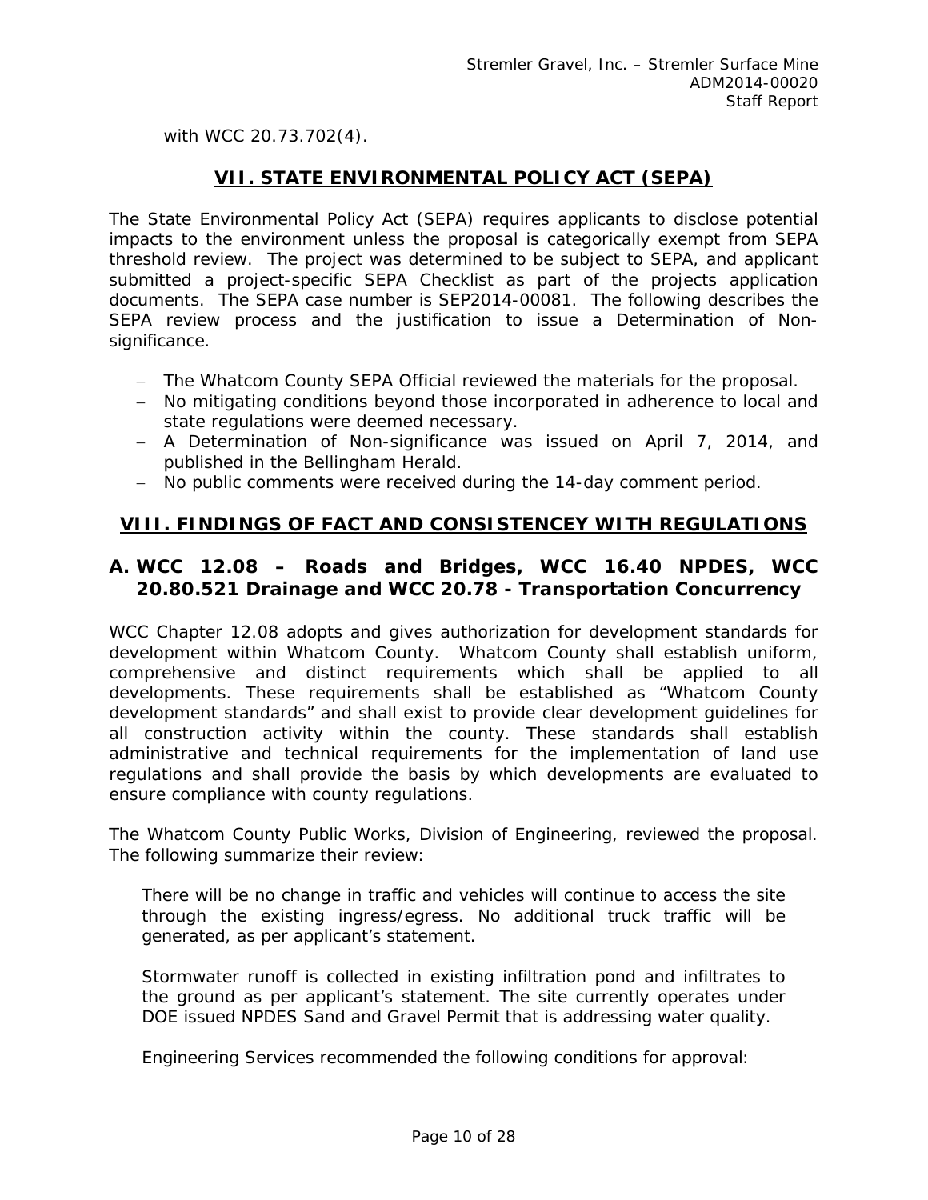with WCC 20.73.702(4).

## VII. STATE ENVIRONMENTAL POLICY ACT (SEPA)

The State Environmental Policy Act (SEPA) requires applicants to disclose potential impacts to the environment unless the proposal is categorically exempt from SEPA threshold review. The project was determined to be subject to SEPA, and applicant submitted a project-specific SEPA Checklist as part of the projects application documents. The SEPA case number is SEP2014-00081. The following describes the SEPA review process and the justification to issue a Determination of Non-significance.

- The Whatcom County SEPA Official reviewed the materials for the proposal.
- No mitigating conditions beyond those incorporated in adherence to local and state regulations were deemed necessary.
- A Determination of Non-significance was issued on April 7, 2014, and published in the Bellingham Herald.
- No public comments were received during the 14-day comment period.

## VIII. FINDINGS OF FACT AND CONSISTENCEY WITH REGULATIONS

### A. WCC 12.08 – Roads and Bridges, WCC 16.40 NPDES, WCC 20.80.521 Drainage and WCC 20.78 - Transportation Concurrency

WCC Chapter 12.08 adopts and gives authorization for development standards for development within Whatcom County. Whatcom County shall establish uniform, comprehensive and distinct requirements which shall be applied to all developments. These requirements shall be established as "Whatcom County development standards" and shall exist to provide clear development guidelines for all construction activity within the county. These standards shall establish administrative and technical requirements for the implementation of land use regulations and shall provide the basis by which developments are evaluated to ensure compliance with county regulations.

The Whatcom County Public Works, Division of Engineering, reviewed the proposal. The following summarize their review:

> There will be no change in traffic and vehicles will continue to access the site through the existing ingress/egress. No additional truck traffic will be generated, as per applicant's statement.
>
> Stormwater runoff is collected in existing infiltration pond and infiltrates to the ground as per applicant's statement. The site currently operates under DOE issued NPDES Sand and Gravel Permit that is addressing water quality.
>
> Engineering Services recommended the following conditions for approval: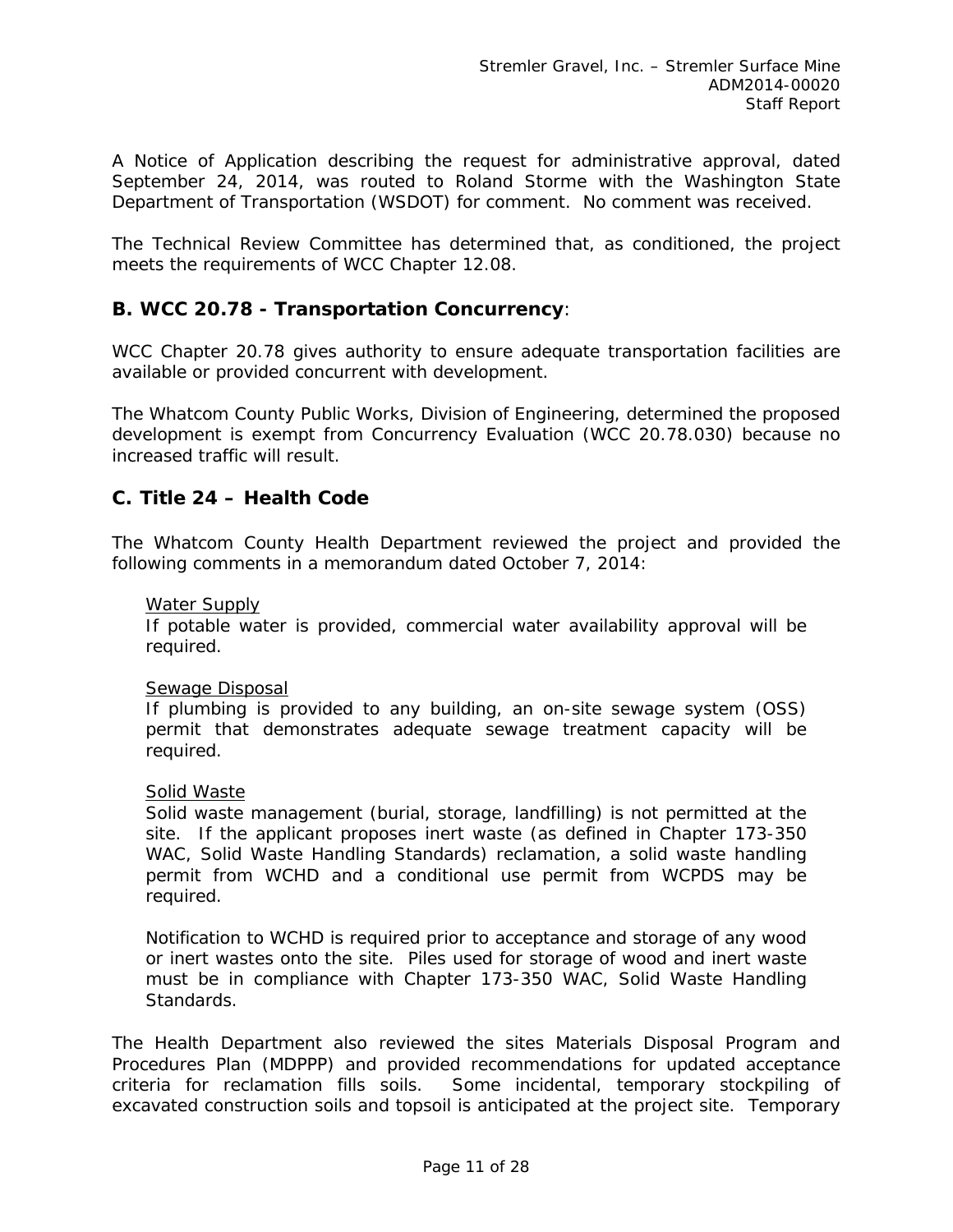A Notice of Application describing the request for administrative approval, dated September 24, 2014, was routed to Roland Storme with the Washington State Department of Transportation (WSDOT) for comment. No comment was received.

The Technical Review Committee has determined that, as conditioned, the project meets the requirements of WCC Chapter 12.08.

## B. WCC 20.78 - Transportation Concurrency:

WCC Chapter 20.78 gives authority to ensure adequate transportation facilities are available or provided concurrent with development.

The Whatcom County Public Works, Division of Engineering, determined the proposed development is exempt from Concurrency Evaluation (WCC 20.78.030) because no increased traffic will result.

## C. Title 24 – Health Code

The Whatcom County Health Department reviewed the project and provided the following comments in a memorandum dated October 7, 2014:

> Water Supply
> If potable water is provided, commercial water availability approval will be required.
>
> Sewage Disposal
> If plumbing is provided to any building, an on-site sewage system (OSS) permit that demonstrates adequate sewage treatment capacity will be required.
>
> Solid Waste
> Solid waste management (burial, storage, landfilling) is not permitted at the site. If the applicant proposes inert waste (as defined in Chapter 173-350 WAC, Solid Waste Handling Standards) reclamation, a solid waste handling permit from WCHD and a conditional use permit from WCPDS may be required.
>
> Notification to WCHD is required prior to acceptance and storage of any wood or inert wastes onto the site. Piles used for storage of wood and inert waste must be in compliance with Chapter 173-350 WAC, Solid Waste Handling Standards.

The Health Department also reviewed the sites Materials Disposal Program and Procedures Plan (MDPPP) and provided recommendations for updated acceptance criteria for reclamation fills soils. Some incidental, temporary stockpiling of excavated construction soils and topsoil is anticipated at the project site. Temporary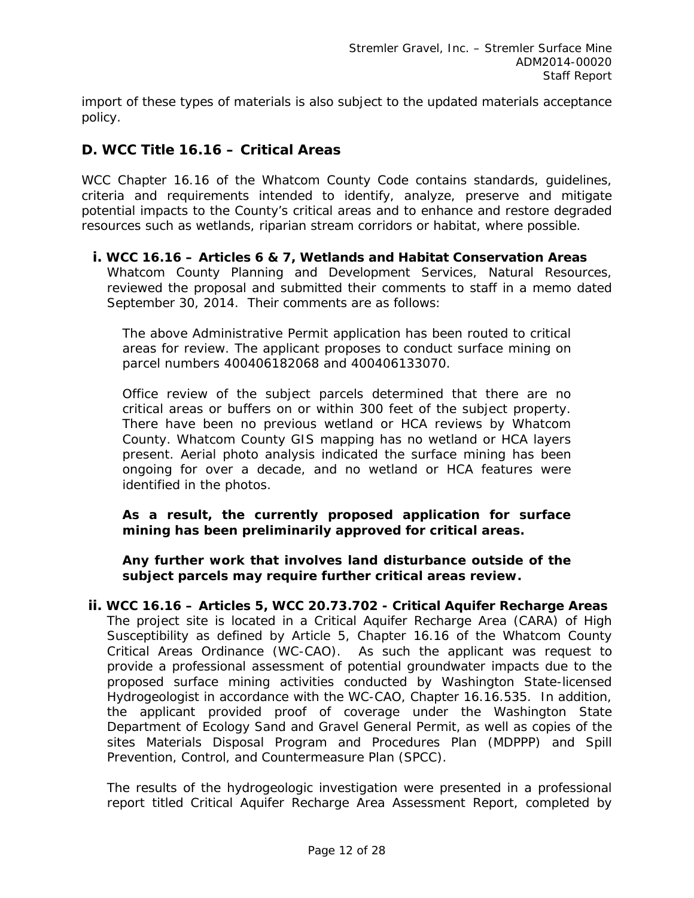import of these types of materials is also subject to the updated materials acceptance policy.

## D. WCC Title 16.16 – Critical Areas

WCC Chapter 16.16 of the Whatcom County Code contains standards, guidelines, criteria and requirements intended to identify, analyze, preserve and mitigate potential impacts to the County's critical areas and to enhance and restore degraded resources such as wetlands, riparian stream corridors or habitat, where possible.

### i. WCC 16.16 – Articles 6 & 7, Wetlands and Habitat Conservation Areas

Whatcom County Planning and Development Services, Natural Resources, reviewed the proposal and submitted their comments to staff in a memo dated September 30, 2014. Their comments are as follows:

> The above Administrative Permit application has been routed to critical areas for review. The applicant proposes to conduct surface mining on parcel numbers 400406182068 and 400406133070.
>
> Office review of the subject parcels determined that there are no critical areas or buffers on or within 300 feet of the subject property. There have been no previous wetland or HCA reviews by Whatcom County. Whatcom County GIS mapping has no wetland or HCA layers present. Aerial photo analysis indicated the surface mining has been ongoing for over a decade, and no wetland or HCA features were identified in the photos.
>
> **As a result, the currently proposed application for surface mining has been preliminarily approved for critical areas.**
>
> **Any further work that involves land disturbance outside of the subject parcels may require further critical areas review.**

### ii. WCC 16.16 – Articles 5, WCC 20.73.702 - Critical Aquifer Recharge Areas

The project site is located in a Critical Aquifer Recharge Area (CARA) of High Susceptibility as defined by Article 5, Chapter 16.16 of the Whatcom County Critical Areas Ordinance (WC-CAO). As such the applicant was request to provide a professional assessment of potential groundwater impacts due to the proposed surface mining activities conducted by Washington State-licensed Hydrogeologist in accordance with the WC-CAO, Chapter 16.16.535. In addition, the applicant provided proof of coverage under the Washington State Department of Ecology Sand and Gravel General Permit, as well as copies of the sites Materials Disposal Program and Procedures Plan (MDPPP) and Spill Prevention, Control, and Countermeasure Plan (SPCC).

The results of the hydrogeologic investigation were presented in a professional report titled Critical Aquifer Recharge Area Assessment Report, completed by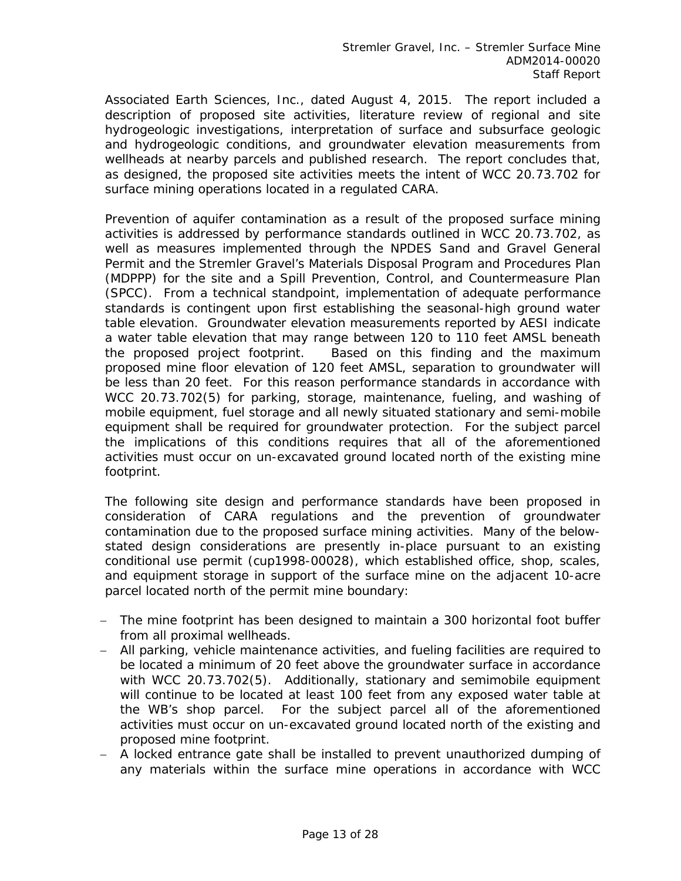Associated Earth Sciences, Inc., dated August 4, 2015. The report included a description of proposed site activities, literature review of regional and site hydrogeologic investigations, interpretation of surface and subsurface geologic and hydrogeologic conditions, and groundwater elevation measurements from wellheads at nearby parcels and published research. The report concludes that, as designed, the proposed site activities meets the intent of WCC 20.73.702 for surface mining operations located in a regulated CARA.

Prevention of aquifer contamination as a result of the proposed surface mining activities is addressed by performance standards outlined in WCC 20.73.702, as well as measures implemented through the NPDES Sand and Gravel General Permit and the Stremler Gravel's Materials Disposal Program and Procedures Plan (MDPPP) for the site and a Spill Prevention, Control, and Countermeasure Plan (SPCC). From a technical standpoint, implementation of adequate performance standards is contingent upon first establishing the seasonal-high ground water table elevation. Groundwater elevation measurements reported by AESI indicate a water table elevation that may range between 120 to 110 feet AMSL beneath the proposed project footprint. Based on this finding and the maximum proposed mine floor elevation of 120 feet AMSL, separation to groundwater will be less than 20 feet. For this reason performance standards in accordance with WCC 20.73.702(5) for parking, storage, maintenance, fueling, and washing of mobile equipment, fuel storage and all newly situated stationary and semi-mobile equipment shall be required for groundwater protection. For the subject parcel the implications of this conditions requires that all of the aforementioned activities must occur on un-excavated ground located north of the existing mine footprint.

The following site design and performance standards have been proposed in consideration of CARA regulations and the prevention of groundwater contamination due to the proposed surface mining activities. Many of the below-stated design considerations are presently in-place pursuant to an existing conditional use permit (cup1998-00028), which established office, shop, scales, and equipment storage in support of the surface mine on the adjacent 10-acre parcel located north of the permit mine boundary:

- The mine footprint has been designed to maintain a 300 horizontal foot buffer from all proximal wellheads.
- All parking, vehicle maintenance activities, and fueling facilities are required to be located a minimum of 20 feet above the groundwater surface in accordance with WCC 20.73.702(5). Additionally, stationary and semimobile equipment will continue to be located at least 100 feet from any exposed water table at the WB's shop parcel. For the subject parcel all of the aforementioned activities must occur on un-excavated ground located north of the existing and proposed mine footprint.
- A locked entrance gate shall be installed to prevent unauthorized dumping of any materials within the surface mine operations in accordance with WCC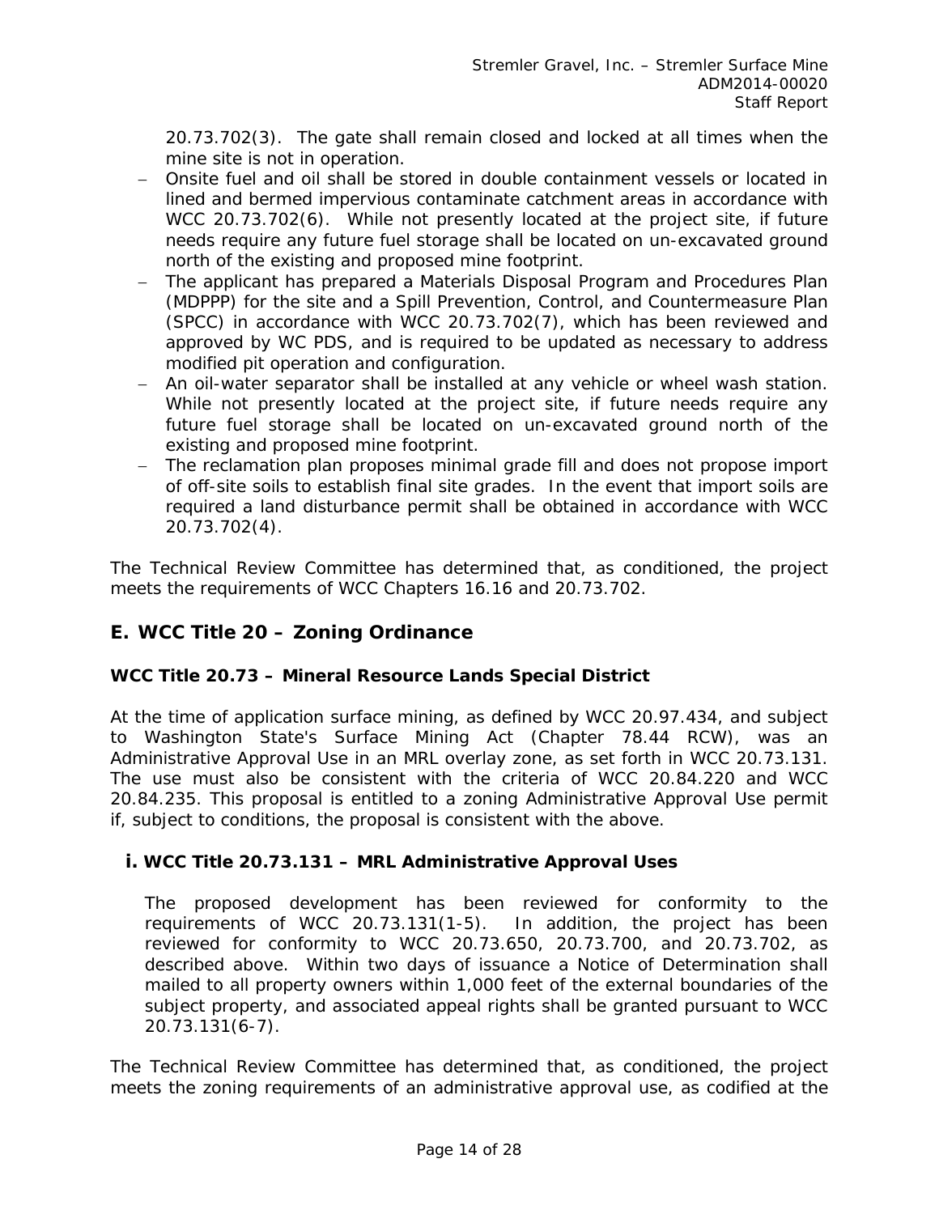20.73.702(3). The gate shall remain closed and locked at all times when the mine site is not in operation.

- Onsite fuel and oil shall be stored in double containment vessels or located in lined and bermed impervious contaminate catchment areas in accordance with WCC 20.73.702(6). While not presently located at the project site, if future needs require any future fuel storage shall be located on un-excavated ground north of the existing and proposed mine footprint.
- The applicant has prepared a Materials Disposal Program and Procedures Plan (MDPPP) for the site and a Spill Prevention, Control, and Countermeasure Plan (SPCC) in accordance with WCC 20.73.702(7), which has been reviewed and approved by WC PDS, and is required to be updated as necessary to address modified pit operation and configuration.
- An oil-water separator shall be installed at any vehicle or wheel wash station. While not presently located at the project site, if future needs require any future fuel storage shall be located on un-excavated ground north of the existing and proposed mine footprint.
- The reclamation plan proposes minimal grade fill and does not propose import of off-site soils to establish final site grades. In the event that import soils are required a land disturbance permit shall be obtained in accordance with WCC 20.73.702(4).

The Technical Review Committee has determined that, as conditioned, the project meets the requirements of WCC Chapters 16.16 and 20.73.702.

## E. WCC Title 20 – Zoning Ordinance

### WCC Title 20.73 – Mineral Resource Lands Special District

At the time of application surface mining, as defined by WCC 20.97.434, and subject to Washington State's Surface Mining Act (Chapter 78.44 RCW), was an Administrative Approval Use in an MRL overlay zone, as set forth in WCC 20.73.131. The use must also be consistent with the criteria of WCC 20.84.220 and WCC 20.84.235. This proposal is entitled to a zoning Administrative Approval Use permit if, subject to conditions, the proposal is consistent with the above.

### i. WCC Title 20.73.131 – MRL Administrative Approval Uses

The proposed development has been reviewed for conformity to the requirements of WCC 20.73.131(1-5). In addition, the project has been reviewed for conformity to WCC 20.73.650, 20.73.700, and 20.73.702, as described above. Within two days of issuance a Notice of Determination shall mailed to all property owners within 1,000 feet of the external boundaries of the subject property, and associated appeal rights shall be granted pursuant to WCC 20.73.131(6-7).

The Technical Review Committee has determined that, as conditioned, the project meets the zoning requirements of an administrative approval use, as codified at the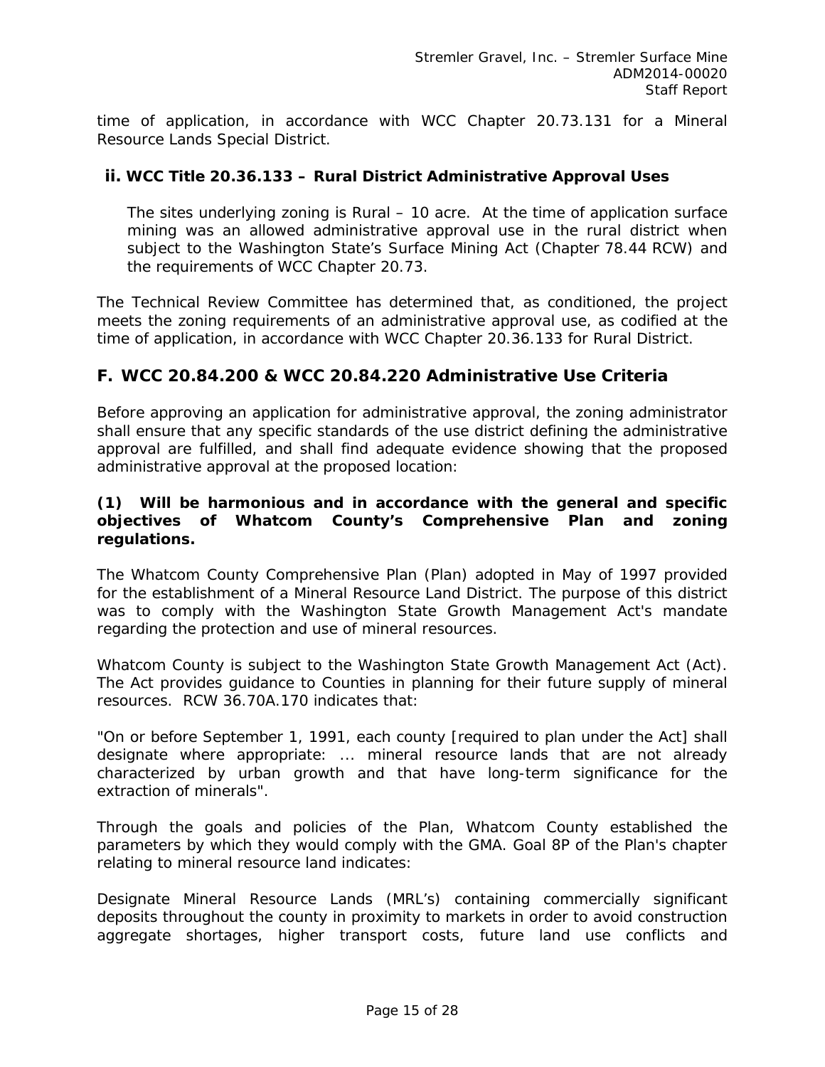time of application, in accordance with WCC Chapter 20.73.131 for a Mineral Resource Lands Special District.

### ii. WCC Title 20.36.133 – Rural District Administrative Approval Uses

The sites underlying zoning is Rural – 10 acre. At the time of application surface mining was an allowed administrative approval use in the rural district when subject to the Washington State's Surface Mining Act (Chapter 78.44 RCW) and the requirements of WCC Chapter 20.73.

The Technical Review Committee has determined that, as conditioned, the project meets the zoning requirements of an administrative approval use, as codified at the time of application, in accordance with WCC Chapter 20.36.133 for Rural District.

## F. WCC 20.84.200 & WCC 20.84.220 Administrative Use Criteria

Before approving an application for administrative approval, the zoning administrator shall ensure that any specific standards of the use district defining the administrative approval are fulfilled, and shall find adequate evidence showing that the proposed administrative approval at the proposed location:

**(1) Will be harmonious and in accordance with the general and specific objectives of Whatcom County's Comprehensive Plan and zoning regulations.**

The Whatcom County Comprehensive Plan (Plan) adopted in May of 1997 provided for the establishment of a Mineral Resource Land District. The purpose of this district was to comply with the Washington State Growth Management Act's mandate regarding the protection and use of mineral resources.

Whatcom County is subject to the Washington State Growth Management Act (Act). The Act provides guidance to Counties in planning for their future supply of mineral resources. RCW 36.70A.170 indicates that:

"On or before September 1, 1991, each county [required to plan under the Act] shall designate where appropriate: ... mineral resource lands that are not already characterized by urban growth and that have long-term significance for the extraction of minerals".

Through the goals and policies of the Plan, Whatcom County established the parameters by which they would comply with the GMA. Goal 8P of the Plan's chapter relating to mineral resource land indicates:

Designate Mineral Resource Lands (MRL's) containing commercially significant deposits throughout the county in proximity to markets in order to avoid construction aggregate shortages, higher transport costs, future land use conflicts and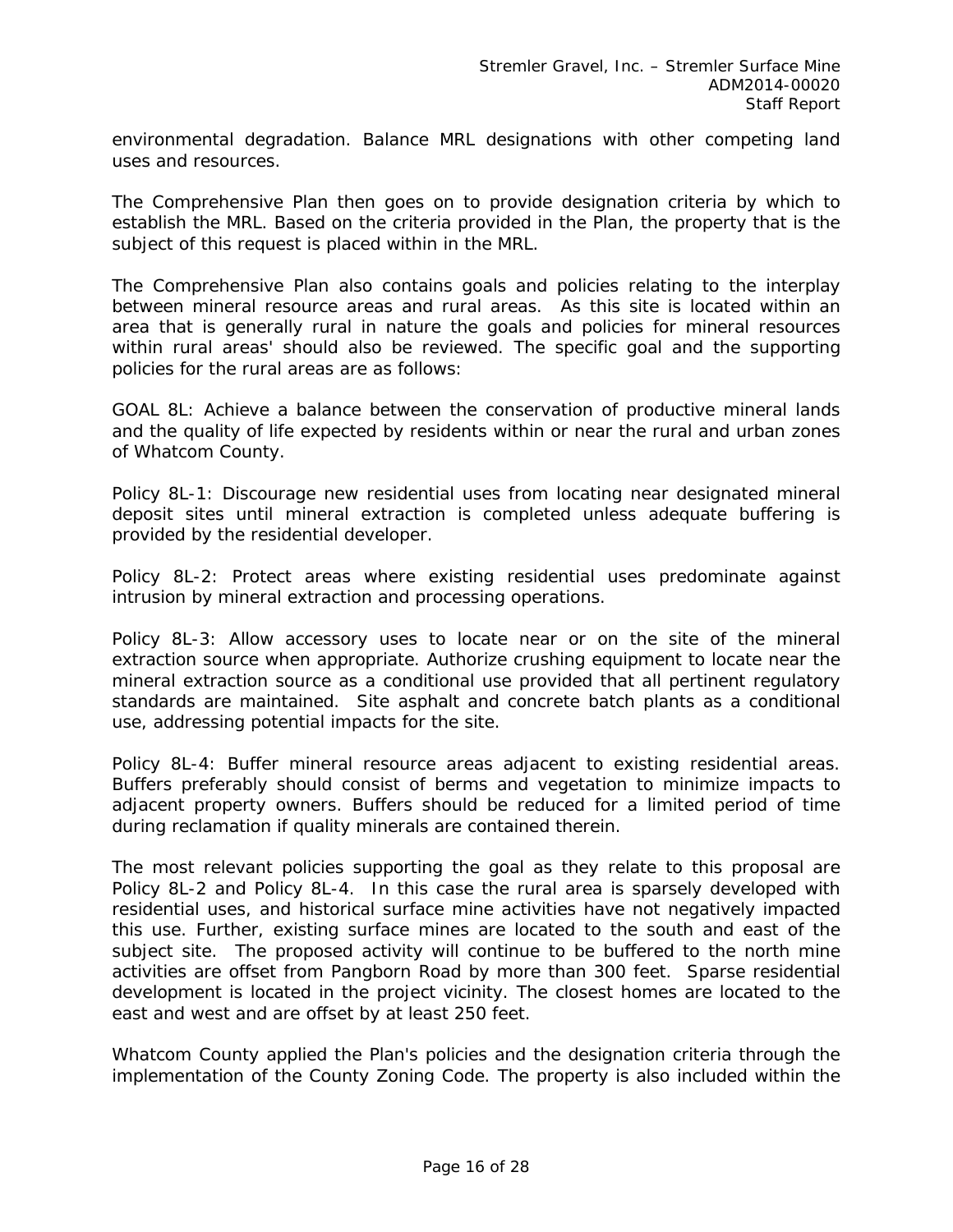environmental degradation. Balance MRL designations with other competing land uses and resources.

The Comprehensive Plan then goes on to provide designation criteria by which to establish the MRL. Based on the criteria provided in the Plan, the property that is the subject of this request is placed within in the MRL.

The Comprehensive Plan also contains goals and policies relating to the interplay between mineral resource areas and rural areas. As this site is located within an area that is generally rural in nature the goals and policies for mineral resources within rural areas' should also be reviewed. The specific goal and the supporting policies for the rural areas are as follows:

GOAL 8L: Achieve a balance between the conservation of productive mineral lands and the quality of life expected by residents within or near the rural and urban zones of Whatcom County.

Policy 8L-1: Discourage new residential uses from locating near designated mineral deposit sites until mineral extraction is completed unless adequate buffering is provided by the residential developer.

Policy 8L-2: Protect areas where existing residential uses predominate against intrusion by mineral extraction and processing operations.

Policy 8L-3: Allow accessory uses to locate near or on the site of the mineral extraction source when appropriate. Authorize crushing equipment to locate near the mineral extraction source as a conditional use provided that all pertinent regulatory standards are maintained. Site asphalt and concrete batch plants as a conditional use, addressing potential impacts for the site.

Policy 8L-4: Buffer mineral resource areas adjacent to existing residential areas. Buffers preferably should consist of berms and vegetation to minimize impacts to adjacent property owners. Buffers should be reduced for a limited period of time during reclamation if quality minerals are contained therein.

The most relevant policies supporting the goal as they relate to this proposal are Policy 8L-2 and Policy 8L-4. In this case the rural area is sparsely developed with residential uses, and historical surface mine activities have not negatively impacted this use. Further, existing surface mines are located to the south and east of the subject site. The proposed activity will continue to be buffered to the north mine activities are offset from Pangborn Road by more than 300 feet. Sparse residential development is located in the project vicinity. The closest homes are located to the east and west and are offset by at least 250 feet.

Whatcom County applied the Plan's policies and the designation criteria through the implementation of the County Zoning Code. The property is also included within the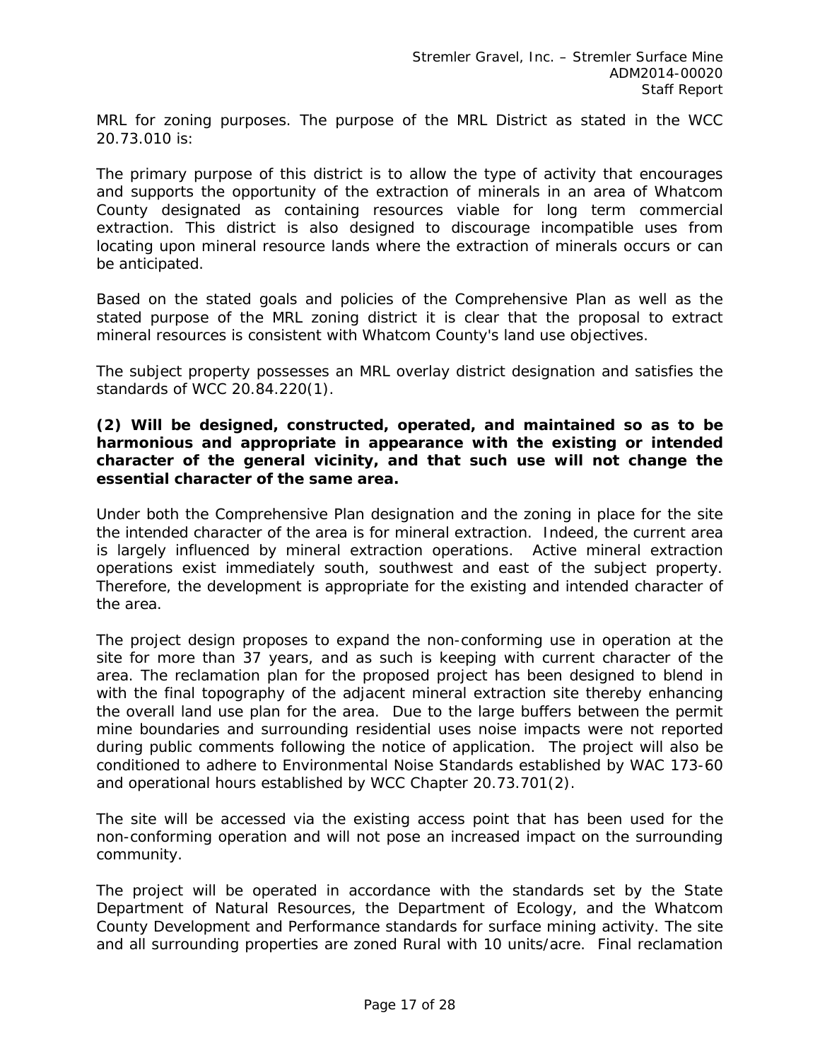MRL for zoning purposes. The purpose of the MRL District as stated in the WCC 20.73.010 is:

The primary purpose of this district is to allow the type of activity that encourages and supports the opportunity of the extraction of minerals in an area of Whatcom County designated as containing resources viable for long term commercial extraction. This district is also designed to discourage incompatible uses from locating upon mineral resource lands where the extraction of minerals occurs or can be anticipated.

Based on the stated goals and policies of the Comprehensive Plan as well as the stated purpose of the MRL zoning district it is clear that the proposal to extract mineral resources is consistent with Whatcom County's land use objectives.

The subject property possesses an MRL overlay district designation and satisfies the standards of WCC 20.84.220(1).

**(2) Will be designed, constructed, operated, and maintained so as to be harmonious and appropriate in appearance with the existing or intended character of the general vicinity, and that such use will not change the essential character of the same area.**

Under both the Comprehensive Plan designation and the zoning in place for the site the intended character of the area is for mineral extraction. Indeed, the current area is largely influenced by mineral extraction operations. Active mineral extraction operations exist immediately south, southwest and east of the subject property. Therefore, the development is appropriate for the existing and intended character of the area.

The project design proposes to expand the non-conforming use in operation at the site for more than 37 years, and as such is keeping with current character of the area. The reclamation plan for the proposed project has been designed to blend in with the final topography of the adjacent mineral extraction site thereby enhancing the overall land use plan for the area. Due to the large buffers between the permit mine boundaries and surrounding residential uses noise impacts were not reported during public comments following the notice of application. The project will also be conditioned to adhere to Environmental Noise Standards established by WAC 173-60 and operational hours established by WCC Chapter 20.73.701(2).

The site will be accessed via the existing access point that has been used for the non-conforming operation and will not pose an increased impact on the surrounding community.

The project will be operated in accordance with the standards set by the State Department of Natural Resources, the Department of Ecology, and the Whatcom County Development and Performance standards for surface mining activity. The site and all surrounding properties are zoned Rural with 10 units/acre. Final reclamation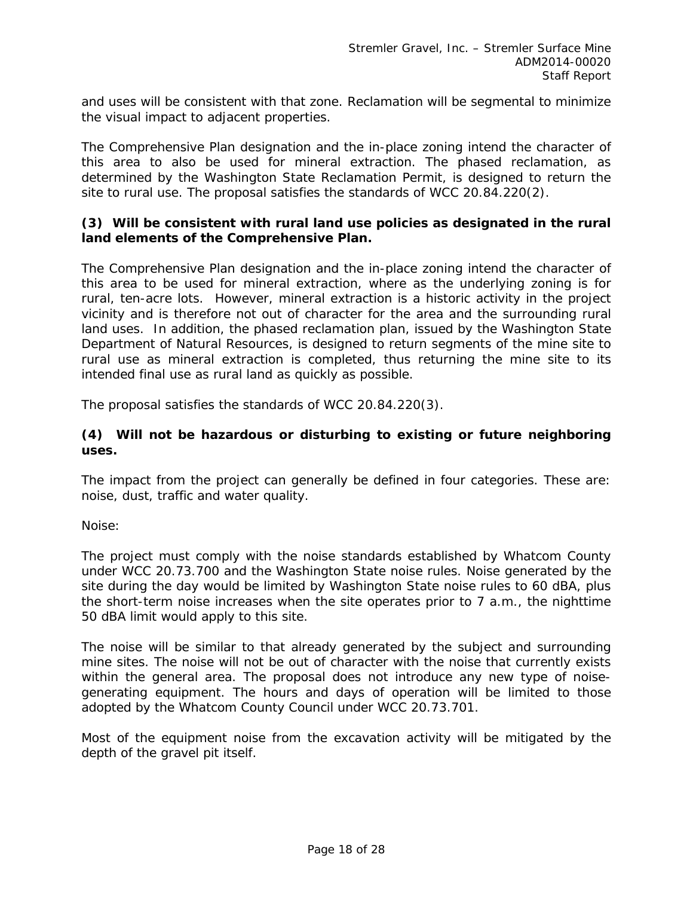and uses will be consistent with that zone. Reclamation will be segmental to minimize the visual impact to adjacent properties.

The Comprehensive Plan designation and the in-place zoning intend the character of this area to also be used for mineral extraction. The phased reclamation, as determined by the Washington State Reclamation Permit, is designed to return the site to rural use. The proposal satisfies the standards of WCC 20.84.220(2).

**(3) Will be consistent with rural land use policies as designated in the rural land elements of the Comprehensive Plan.**

The Comprehensive Plan designation and the in-place zoning intend the character of this area to be used for mineral extraction, where as the underlying zoning is for rural, ten-acre lots. However, mineral extraction is a historic activity in the project vicinity and is therefore not out of character for the area and the surrounding rural land uses. In addition, the phased reclamation plan, issued by the Washington State Department of Natural Resources, is designed to return segments of the mine site to rural use as mineral extraction is completed, thus returning the mine site to its intended final use as rural land as quickly as possible.

The proposal satisfies the standards of WCC 20.84.220(3).

**(4) Will not be hazardous or disturbing to existing or future neighboring uses.**

The impact from the project can generally be defined in four categories. These are: noise, dust, traffic and water quality.

Noise:

The project must comply with the noise standards established by Whatcom County under WCC 20.73.700 and the Washington State noise rules. Noise generated by the site during the day would be limited by Washington State noise rules to 60 dBA, plus the short-term noise increases when the site operates prior to 7 a.m., the nighttime 50 dBA limit would apply to this site.

The noise will be similar to that already generated by the subject and surrounding mine sites. The noise will not be out of character with the noise that currently exists within the general area. The proposal does not introduce any new type of noise-generating equipment. The hours and days of operation will be limited to those adopted by the Whatcom County Council under WCC 20.73.701.

Most of the equipment noise from the excavation activity will be mitigated by the depth of the gravel pit itself.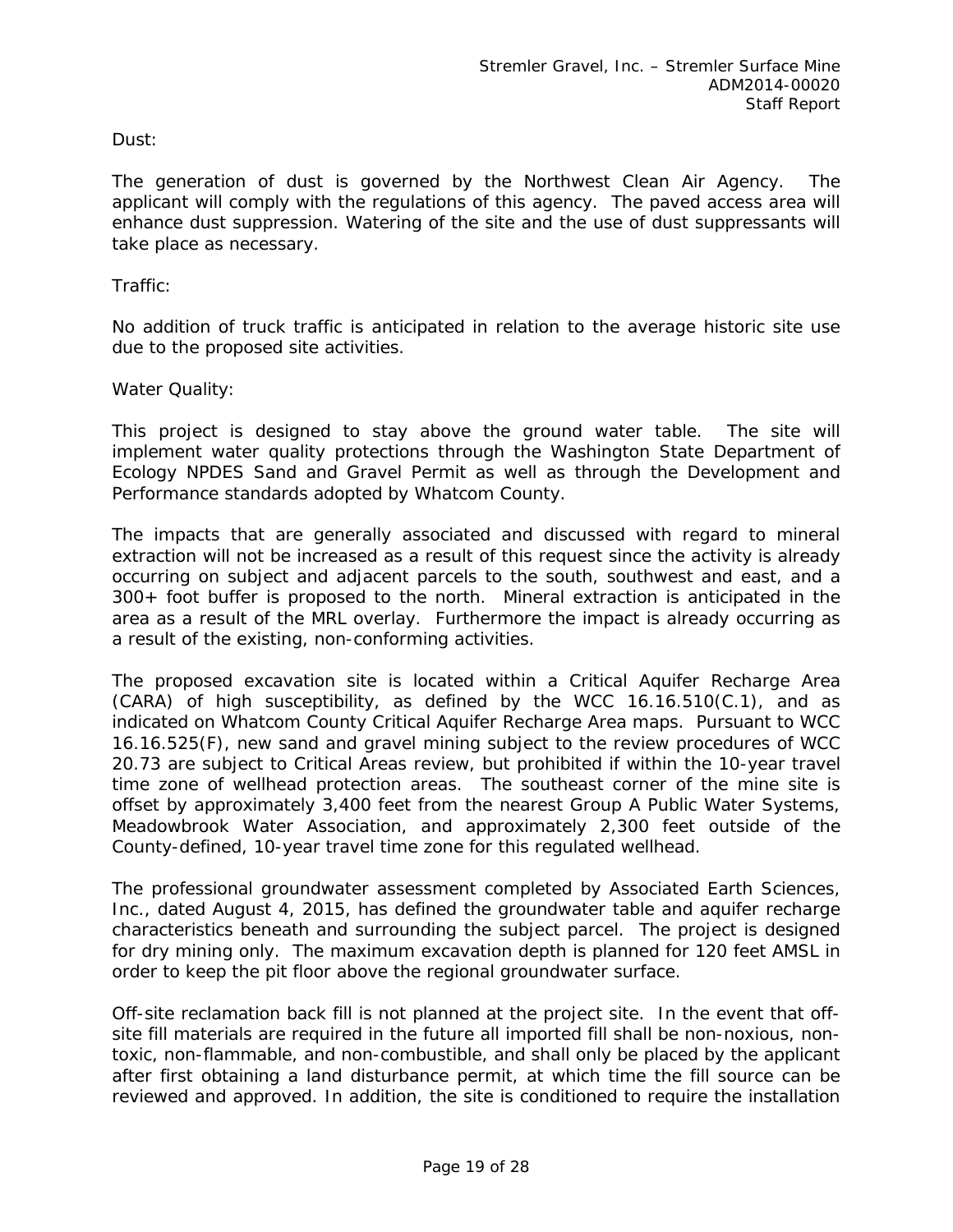Dust:

The generation of dust is governed by the Northwest Clean Air Agency. The applicant will comply with the regulations of this agency. The paved access area will enhance dust suppression. Watering of the site and the use of dust suppressants will take place as necessary.

Traffic:

No addition of truck traffic is anticipated in relation to the average historic site use due to the proposed site activities.

Water Quality:

This project is designed to stay above the ground water table. The site will implement water quality protections through the Washington State Department of Ecology NPDES Sand and Gravel Permit as well as through the Development and Performance standards adopted by Whatcom County.

The impacts that are generally associated and discussed with regard to mineral extraction will not be increased as a result of this request since the activity is already occurring on subject and adjacent parcels to the south, southwest and east, and a 300+ foot buffer is proposed to the north. Mineral extraction is anticipated in the area as a result of the MRL overlay. Furthermore the impact is already occurring as a result of the existing, non-conforming activities.

The proposed excavation site is located within a Critical Aquifer Recharge Area (CARA) of high susceptibility, as defined by the WCC 16.16.510(C.1), and as indicated on Whatcom County Critical Aquifer Recharge Area maps. Pursuant to WCC 16.16.525(F), new sand and gravel mining subject to the review procedures of WCC 20.73 are subject to Critical Areas review, but prohibited if within the 10-year travel time zone of wellhead protection areas. The southeast corner of the mine site is offset by approximately 3,400 feet from the nearest Group A Public Water Systems, Meadowbrook Water Association, and approximately 2,300 feet outside of the County-defined, 10-year travel time zone for this regulated wellhead.

The professional groundwater assessment completed by Associated Earth Sciences, Inc., dated August 4, 2015, has defined the groundwater table and aquifer recharge characteristics beneath and surrounding the subject parcel. The project is designed for dry mining only. The maximum excavation depth is planned for 120 feet AMSL in order to keep the pit floor above the regional groundwater surface.

Off-site reclamation back fill is not planned at the project site. In the event that off-site fill materials are required in the future all imported fill shall be non-noxious, non-toxic, non-flammable, and non-combustible, and shall only be placed by the applicant after first obtaining a land disturbance permit, at which time the fill source can be reviewed and approved. In addition, the site is conditioned to require the installation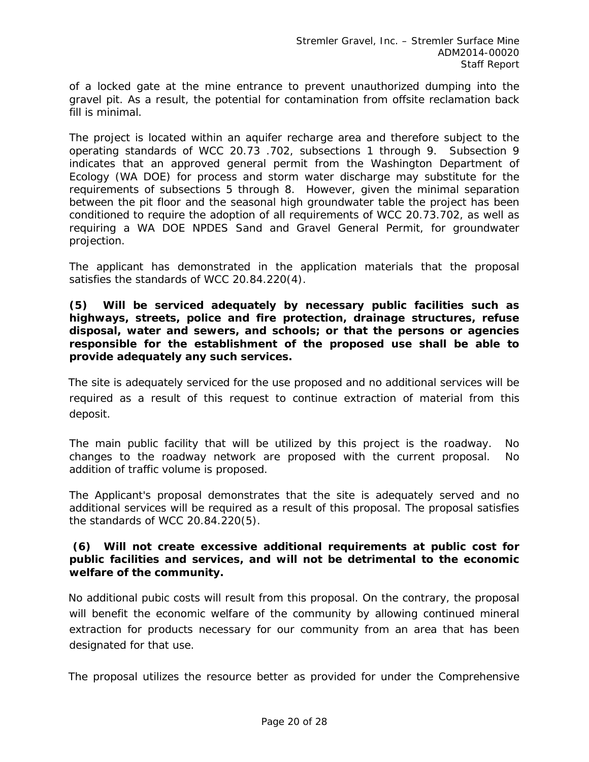of a locked gate at the mine entrance to prevent unauthorized dumping into the gravel pit. As a result, the potential for contamination from offsite reclamation back fill is minimal.

The project is located within an aquifer recharge area and therefore subject to the operating standards of WCC 20.73 .702, subsections 1 through 9. Subsection 9 indicates that an approved general permit from the Washington Department of Ecology (WA DOE) for process and storm water discharge may substitute for the requirements of subsections 5 through 8. However, given the minimal separation between the pit floor and the seasonal high groundwater table the project has been conditioned to require the adoption of all requirements of WCC 20.73.702, as well as requiring a WA DOE NPDES Sand and Gravel General Permit, for groundwater projection.

The applicant has demonstrated in the application materials that the proposal satisfies the standards of WCC 20.84.220(4).

**(5) Will be serviced adequately by necessary public facilities such as highways, streets, police and fire protection, drainage structures, refuse disposal, water and sewers, and schools; or that the persons or agencies responsible for the establishment of the proposed use shall be able to provide adequately any such services.**

The site is adequately serviced for the use proposed and no additional services will be required as a result of this request to continue extraction of material from this deposit.

The main public facility that will be utilized by this project is the roadway. No changes to the roadway network are proposed with the current proposal. No addition of traffic volume is proposed.

The Applicant's proposal demonstrates that the site is adequately served and no additional services will be required as a result of this proposal. The proposal satisfies the standards of WCC 20.84.220(5).

**(6) Will not create excessive additional requirements at public cost for public facilities and services, and will not be detrimental to the economic welfare of the community.**

No additional pubic costs will result from this proposal. On the contrary, the proposal will benefit the economic welfare of the community by allowing continued mineral extraction for products necessary for our community from an area that has been designated for that use.

The proposal utilizes the resource better as provided for under the Comprehensive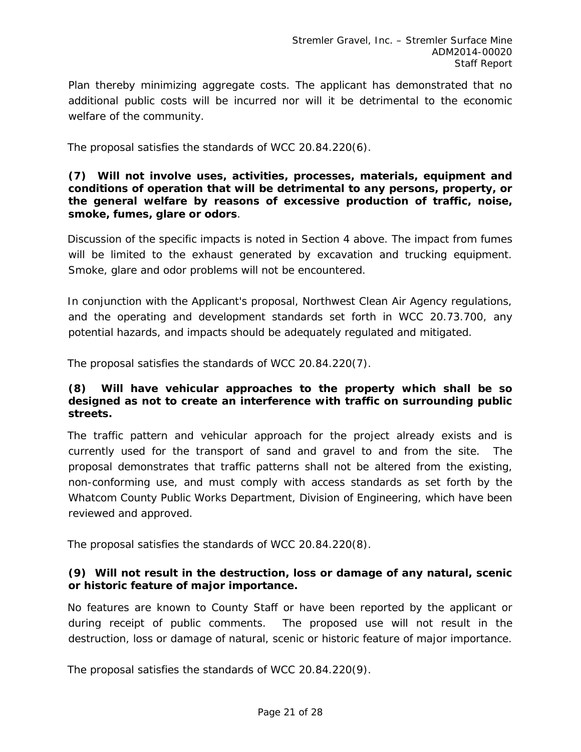Plan thereby minimizing aggregate costs. The applicant has demonstrated that no additional public costs will be incurred nor will it be detrimental to the economic welfare of the community.

The proposal satisfies the standards of WCC 20.84.220(6).

**(7) Will not involve uses, activities, processes, materials, equipment and conditions of operation that will be detrimental to any persons, property, or the general welfare by reasons of excessive production of traffic, noise, smoke, fumes, glare or odors**.

Discussion of the specific impacts is noted in Section 4 above. The impact from fumes will be limited to the exhaust generated by excavation and trucking equipment. Smoke, glare and odor problems will not be encountered.

In conjunction with the Applicant's proposal, Northwest Clean Air Agency regulations, and the operating and development standards set forth in WCC 20.73.700, any potential hazards, and impacts should be adequately regulated and mitigated.

The proposal satisfies the standards of WCC 20.84.220(7).

**(8) Will have vehicular approaches to the property which shall be so designed as not to create an interference with traffic on surrounding public streets.**

The traffic pattern and vehicular approach for the project already exists and is currently used for the transport of sand and gravel to and from the site. The proposal demonstrates that traffic patterns shall not be altered from the existing, non-conforming use, and must comply with access standards as set forth by the Whatcom County Public Works Department, Division of Engineering, which have been reviewed and approved.

The proposal satisfies the standards of WCC 20.84.220(8).

**(9) Will not result in the destruction, loss or damage of any natural, scenic or historic feature of major importance.**

No features are known to County Staff or have been reported by the applicant or during receipt of public comments. The proposed use will not result in the destruction, loss or damage of natural, scenic or historic feature of major importance.

The proposal satisfies the standards of WCC 20.84.220(9).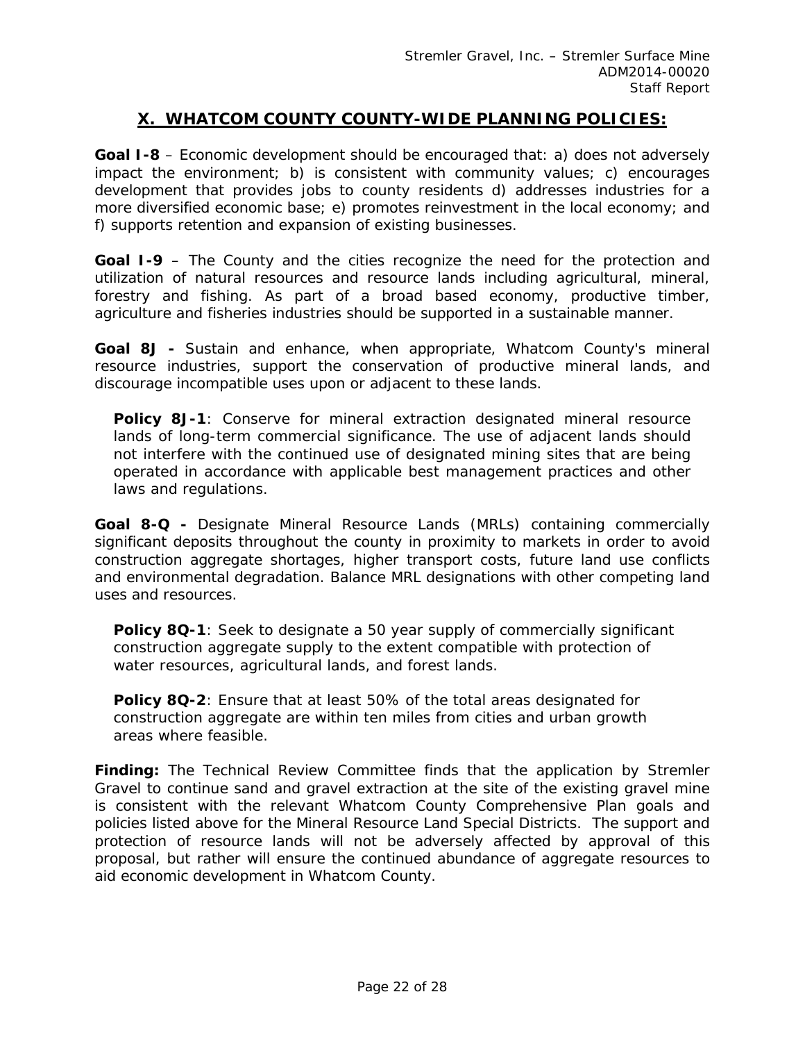## X. WHATCOM COUNTY COUNTY-WIDE PLANNING POLICIES:

**Goal I-8** – Economic development should be encouraged that: a) does not adversely impact the environment; b) is consistent with community values; c) encourages development that provides jobs to county residents d) addresses industries for a more diversified economic base; e) promotes reinvestment in the local economy; and f) supports retention and expansion of existing businesses.

**Goal I-9** – The County and the cities recognize the need for the protection and utilization of natural resources and resource lands including agricultural, mineral, forestry and fishing. As part of a broad based economy, productive timber, agriculture and fisheries industries should be supported in a sustainable manner.

**Goal 8J -** Sustain and enhance, when appropriate, Whatcom County's mineral resource industries, support the conservation of productive mineral lands, and discourage incompatible uses upon or adjacent to these lands.

> **Policy 8J-1**: Conserve for mineral extraction designated mineral resource lands of long-term commercial significance. The use of adjacent lands should not interfere with the continued use of designated mining sites that are being operated in accordance with applicable best management practices and other laws and regulations.

**Goal 8-Q -** Designate Mineral Resource Lands (MRLs) containing commercially significant deposits throughout the county in proximity to markets in order to avoid construction aggregate shortages, higher transport costs, future land use conflicts and environmental degradation. Balance MRL designations with other competing land uses and resources.

> **Policy 8Q-1**: Seek to designate a 50 year supply of commercially significant construction aggregate supply to the extent compatible with protection of water resources, agricultural lands, and forest lands.

> **Policy 8Q-2**: Ensure that at least 50% of the total areas designated for construction aggregate are within ten miles from cities and urban growth areas where feasible.

**Finding:** The Technical Review Committee finds that the application by Stremler Gravel to continue sand and gravel extraction at the site of the existing gravel mine is consistent with the relevant Whatcom County Comprehensive Plan goals and policies listed above for the Mineral Resource Land Special Districts. The support and protection of resource lands will not be adversely affected by approval of this proposal, but rather will ensure the continued abundance of aggregate resources to aid economic development in Whatcom County.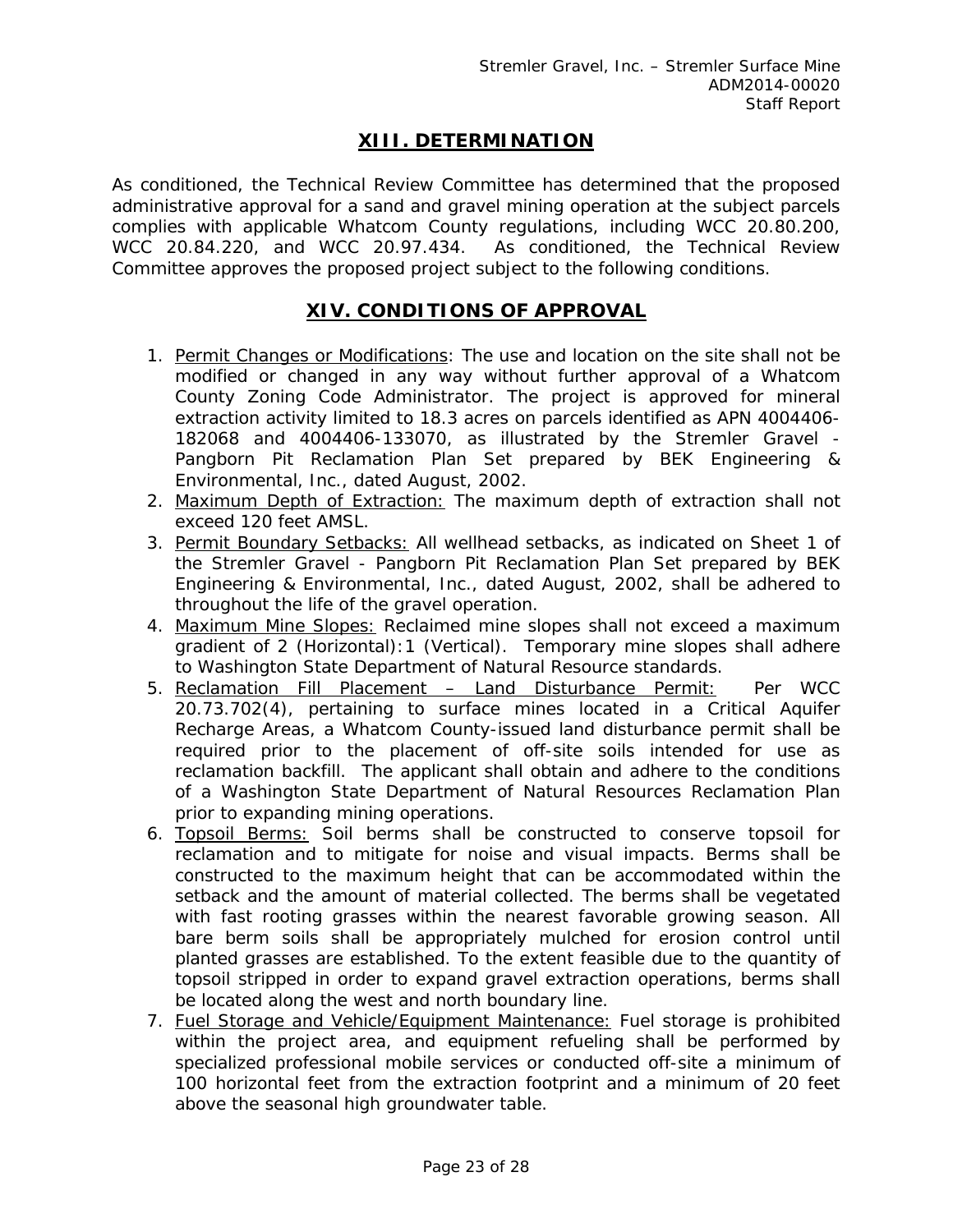## XIII. DETERMINATION

As conditioned, the Technical Review Committee has determined that the proposed administrative approval for a sand and gravel mining operation at the subject parcels complies with applicable Whatcom County regulations, including WCC 20.80.200, WCC 20.84.220, and WCC 20.97.434. As conditioned, the Technical Review Committee approves the proposed project subject to the following conditions.

## XIV. CONDITIONS OF APPROVAL

1. Permit Changes or Modifications: The use and location on the site shall not be modified or changed in any way without further approval of a Whatcom County Zoning Code Administrator. The project is approved for mineral extraction activity limited to 18.3 acres on parcels identified as APN 4004406-182068 and 4004406-133070, as illustrated by the Stremler Gravel - Pangborn Pit Reclamation Plan Set prepared by BEK Engineering & Environmental, Inc., dated August, 2002.
2. Maximum Depth of Extraction: The maximum depth of extraction shall not exceed 120 feet AMSL.
3. Permit Boundary Setbacks: All wellhead setbacks, as indicated on Sheet 1 of the Stremler Gravel - Pangborn Pit Reclamation Plan Set prepared by BEK Engineering & Environmental, Inc., dated August, 2002, shall be adhered to throughout the life of the gravel operation.
4. Maximum Mine Slopes: Reclaimed mine slopes shall not exceed a maximum gradient of 2 (Horizontal):1 (Vertical). Temporary mine slopes shall adhere to Washington State Department of Natural Resource standards.
5. Reclamation Fill Placement – Land Disturbance Permit: Per WCC 20.73.702(4), pertaining to surface mines located in a Critical Aquifer Recharge Areas, a Whatcom County-issued land disturbance permit shall be required prior to the placement of off-site soils intended for use as reclamation backfill. The applicant shall obtain and adhere to the conditions of a Washington State Department of Natural Resources Reclamation Plan prior to expanding mining operations.
6. Topsoil Berms: Soil berms shall be constructed to conserve topsoil for reclamation and to mitigate for noise and visual impacts. Berms shall be constructed to the maximum height that can be accommodated within the setback and the amount of material collected. The berms shall be vegetated with fast rooting grasses within the nearest favorable growing season. All bare berm soils shall be appropriately mulched for erosion control until planted grasses are established. To the extent feasible due to the quantity of topsoil stripped in order to expand gravel extraction operations, berms shall be located along the west and north boundary line.
7. Fuel Storage and Vehicle/Equipment Maintenance: Fuel storage is prohibited within the project area, and equipment refueling shall be performed by specialized professional mobile services or conducted off-site a minimum of 100 horizontal feet from the extraction footprint and a minimum of 20 feet above the seasonal high groundwater table.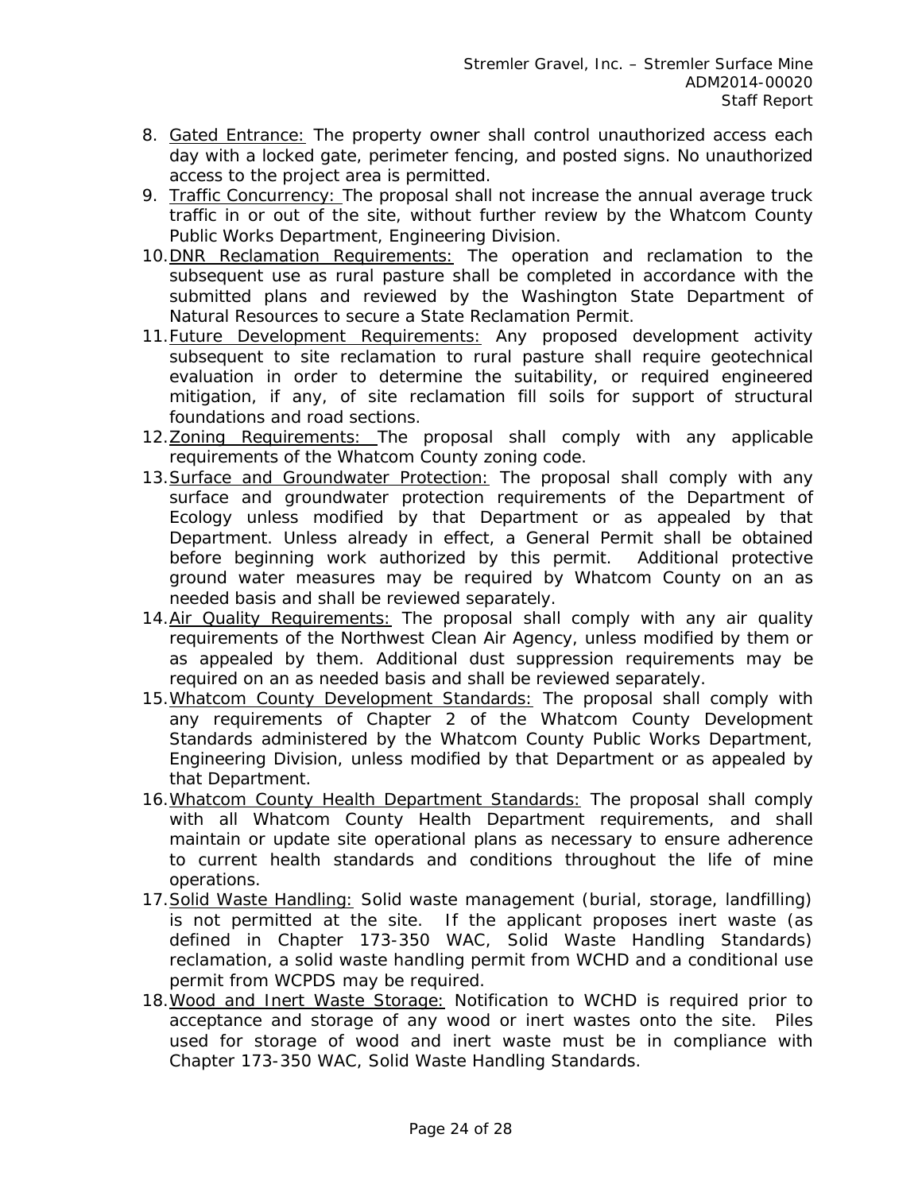8. Gated Entrance: The property owner shall control unauthorized access each day with a locked gate, perimeter fencing, and posted signs. No unauthorized access to the project area is permitted.
9. Traffic Concurrency: The proposal shall not increase the annual average truck traffic in or out of the site, without further review by the Whatcom County Public Works Department, Engineering Division.
10. DNR Reclamation Requirements: The operation and reclamation to the subsequent use as rural pasture shall be completed in accordance with the submitted plans and reviewed by the Washington State Department of Natural Resources to secure a State Reclamation Permit.
11. Future Development Requirements: Any proposed development activity subsequent to site reclamation to rural pasture shall require geotechnical evaluation in order to determine the suitability, or required engineered mitigation, if any, of site reclamation fill soils for support of structural foundations and road sections.
12. Zoning Requirements: The proposal shall comply with any applicable requirements of the Whatcom County zoning code.
13. Surface and Groundwater Protection: The proposal shall comply with any surface and groundwater protection requirements of the Department of Ecology unless modified by that Department or as appealed by that Department. Unless already in effect, a General Permit shall be obtained before beginning work authorized by this permit. Additional protective ground water measures may be required by Whatcom County on an as needed basis and shall be reviewed separately.
14. Air Quality Requirements: The proposal shall comply with any air quality requirements of the Northwest Clean Air Agency, unless modified by them or as appealed by them. Additional dust suppression requirements may be required on an as needed basis and shall be reviewed separately.
15. Whatcom County Development Standards: The proposal shall comply with any requirements of Chapter 2 of the Whatcom County Development Standards administered by the Whatcom County Public Works Department, Engineering Division, unless modified by that Department or as appealed by that Department.
16. Whatcom County Health Department Standards: The proposal shall comply with all Whatcom County Health Department requirements, and shall maintain or update site operational plans as necessary to ensure adherence to current health standards and conditions throughout the life of mine operations.
17. Solid Waste Handling: Solid waste management (burial, storage, landfilling) is not permitted at the site. If the applicant proposes inert waste (as defined in Chapter 173-350 WAC, Solid Waste Handling Standards) reclamation, a solid waste handling permit from WCHD and a conditional use permit from WCPDS may be required.
18. Wood and Inert Waste Storage: Notification to WCHD is required prior to acceptance and storage of any wood or inert wastes onto the site. Piles used for storage of wood and inert waste must be in compliance with Chapter 173-350 WAC, Solid Waste Handling Standards.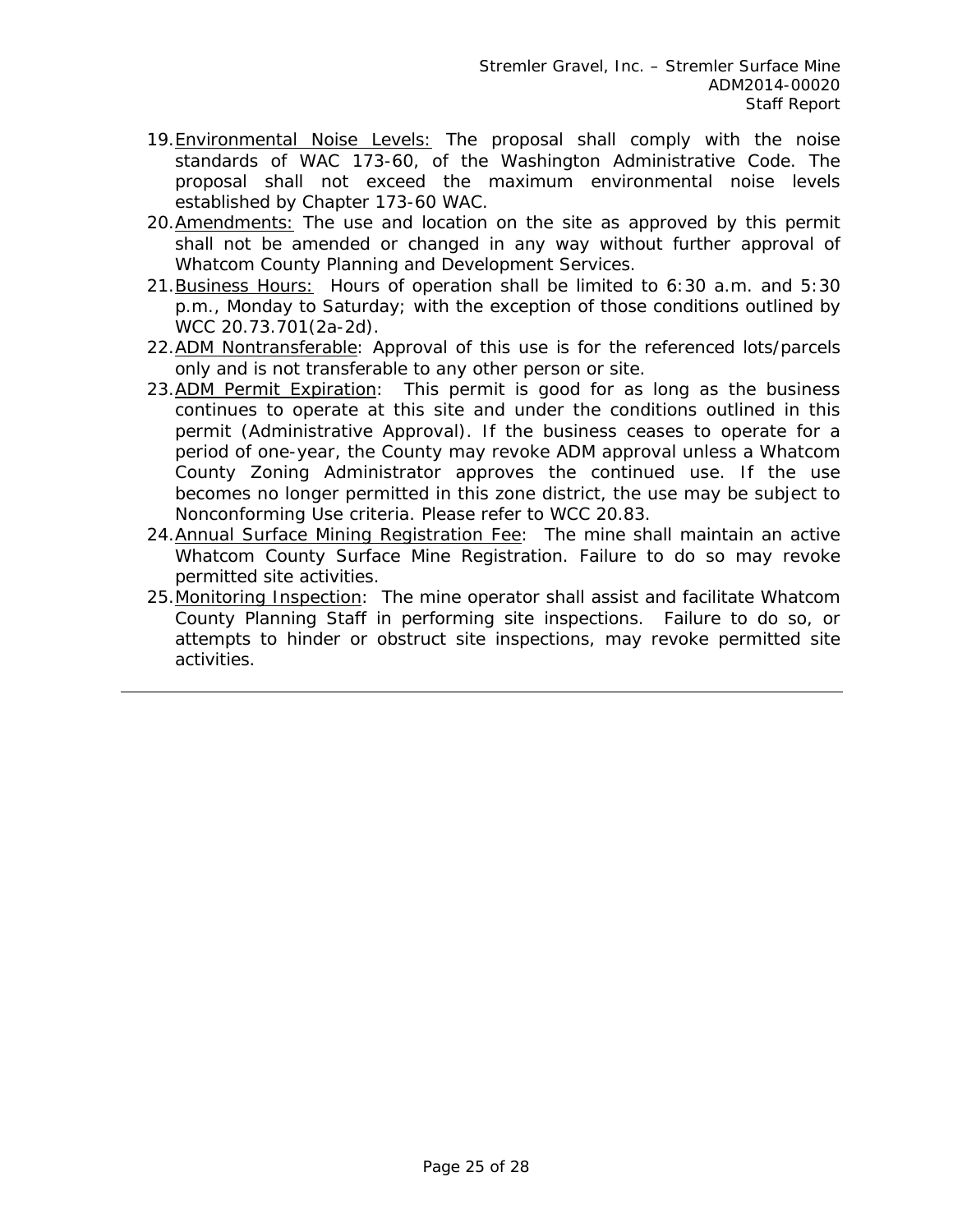19. Environmental Noise Levels: The proposal shall comply with the noise standards of WAC 173-60, of the Washington Administrative Code. The proposal shall not exceed the maximum environmental noise levels established by Chapter 173-60 WAC.
20. Amendments: The use and location on the site as approved by this permit shall not be amended or changed in any way without further approval of Whatcom County Planning and Development Services.
21. Business Hours: Hours of operation shall be limited to 6:30 a.m. and 5:30 p.m., Monday to Saturday; with the exception of those conditions outlined by WCC 20.73.701(2a-2d).
22. ADM Nontransferable: Approval of this use is for the referenced lots/parcels only and is not transferable to any other person or site.
23. ADM Permit Expiration: This permit is good for as long as the business continues to operate at this site and under the conditions outlined in this permit (Administrative Approval). If the business ceases to operate for a period of one-year, the County may revoke ADM approval unless a Whatcom County Zoning Administrator approves the continued use. If the use becomes no longer permitted in this zone district, the use may be subject to Nonconforming Use criteria. Please refer to WCC 20.83.
24. Annual Surface Mining Registration Fee: The mine shall maintain an active Whatcom County Surface Mine Registration. Failure to do so may revoke permitted site activities.
25. Monitoring Inspection: The mine operator shall assist and facilitate Whatcom County Planning Staff in performing site inspections. Failure to do so, or attempts to hinder or obstruct site inspections, may revoke permitted site activities.

---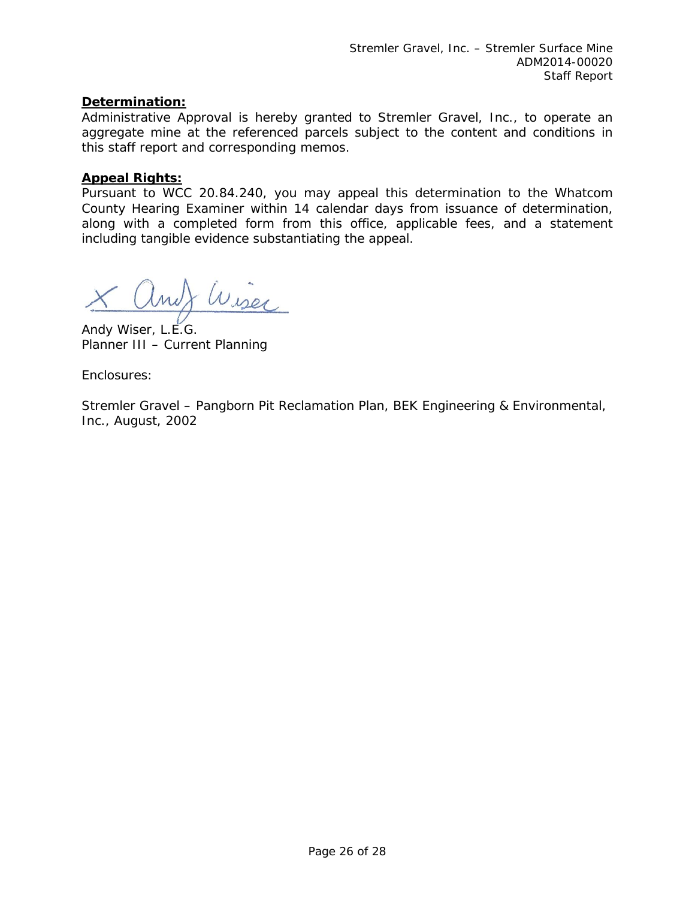**Determination:**

Administrative Approval is hereby granted to Stremler Gravel, Inc., to operate an aggregate mine at the referenced parcels subject to the content and conditions in this staff report and corresponding memos.

**Appeal Rights:**

Pursuant to WCC 20.84.240, you may appeal this determination to the Whatcom County Hearing Examiner within 14 calendar days from issuance of determination, along with a completed form from this office, applicable fees, and a statement including tangible evidence substantiating the appeal.

X Andy Wiser

Andy Wiser, L.E.G.
Planner III – Current Planning

Enclosures:

Stremler Gravel – Pangborn Pit Reclamation Plan, BEK Engineering & Environmental, Inc., August, 2002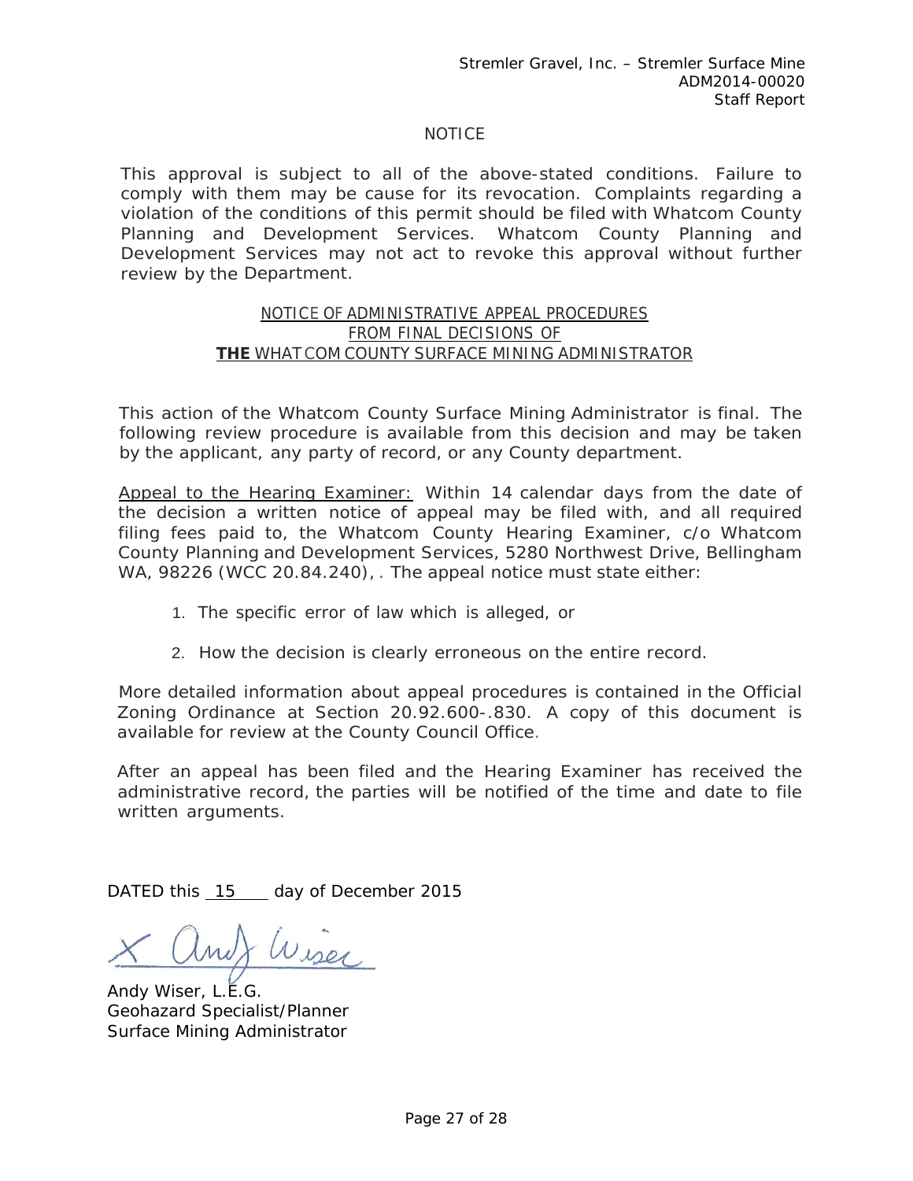NOTICE

This approval is subject to all of the above-stated conditions. Failure to comply with them may be cause for its revocation. Complaints regarding a violation of the conditions of this permit should be filed with Whatcom County Planning and Development Services. Whatcom County Planning and Development Services may not act to revoke this approval without further review by the Department.

NOTICE OF ADMINISTRATIVE APPEAL PROCEDURES
FROM FINAL DECISIONS OF
**THE** WHATCOM COUNTY SURFACE MINING ADMINISTRATOR

This action of the Whatcom County Surface Mining Administrator is final. The following review procedure is available from this decision and may be taken by the applicant, any party of record, or any County department.

Appeal to the Hearing Examiner: Within 14 calendar days from the date of the decision a written notice of appeal may be filed with, and all required filing fees paid to, the Whatcom County Hearing Examiner, c/o Whatcom County Planning and Development Services, 5280 Northwest Drive, Bellingham WA, 98226 (WCC 20.84.240), . The appeal notice must state either:

1. The specific error of law which is alleged, or
2. How the decision is clearly erroneous on the entire record.

More detailed information about appeal procedures is contained in the Official Zoning Ordinance at Section 20.92.600-.830. A copy of this document is available for review at the County Council Office.

After an appeal has been filed and the Hearing Examiner has received the administrative record, the parties will be notified of the time and date to file written arguments.

DATED this 15 day of December 2015

X Andy Wiser

Andy Wiser, L.E.G.
Geohazard Specialist/Planner
Surface Mining Administrator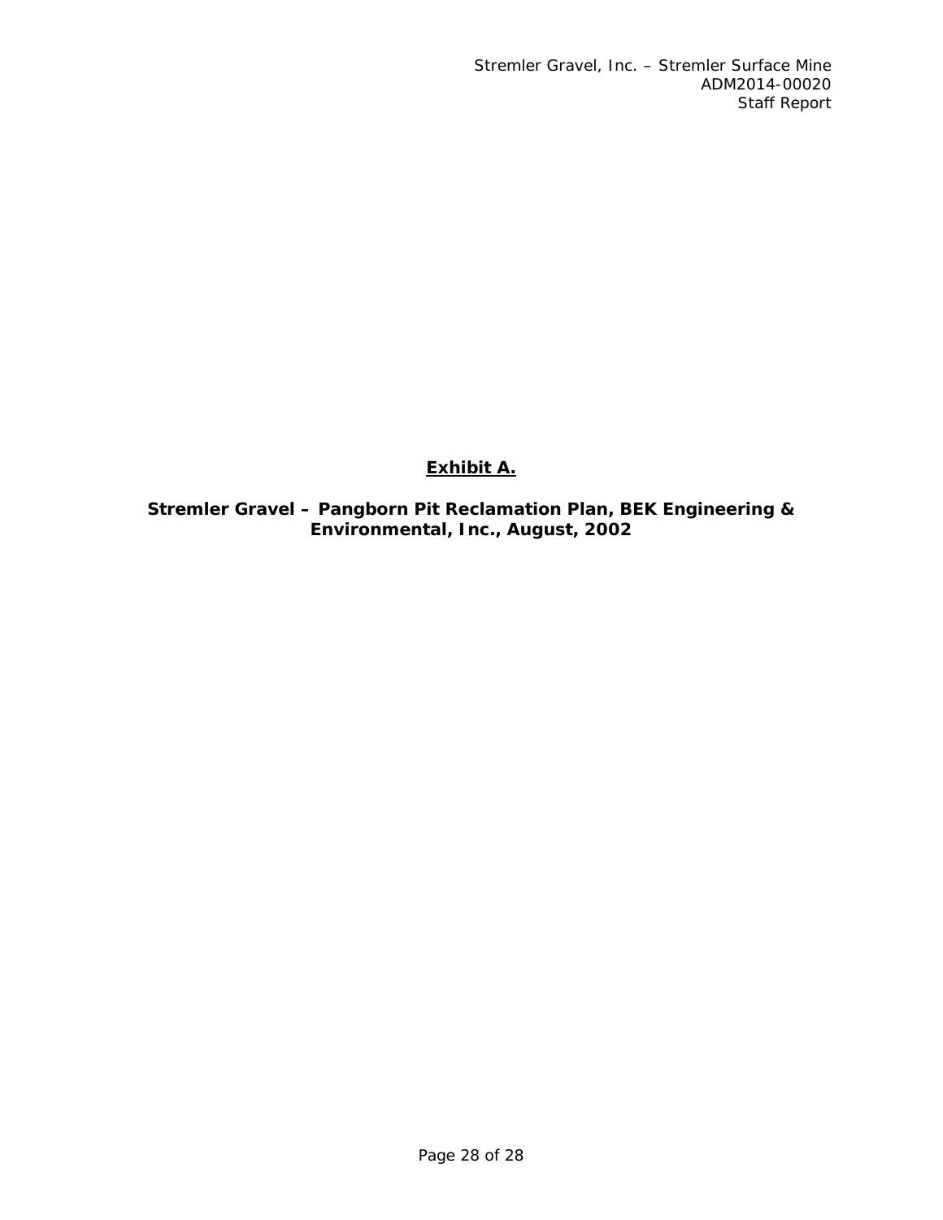**<u>Exhibit A.</u>**

**Stremler Gravel – Pangborn Pit Reclamation Plan, BEK Engineering & Environmental, Inc., August, 2002**